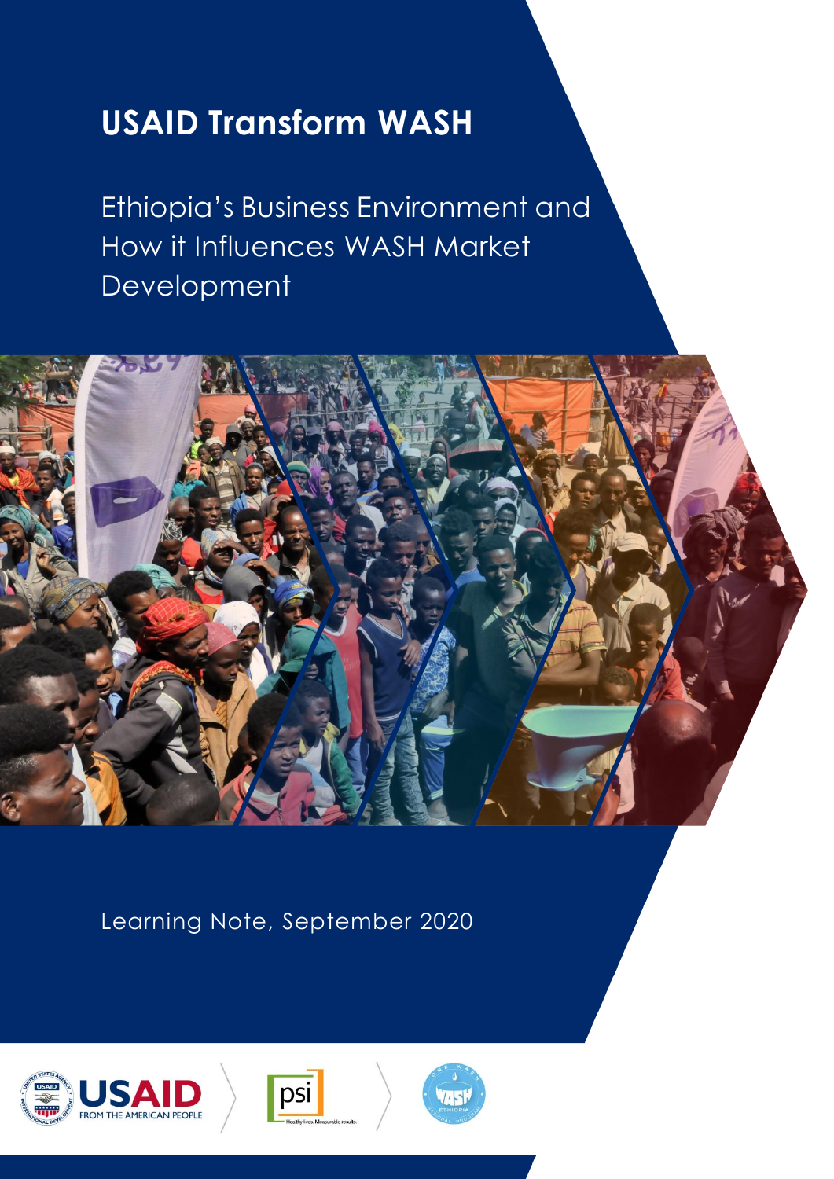# USAID Transform WASH

## Ethiopia's Business Environment and How it Influences WASH Market Development

Learning Note, September 2020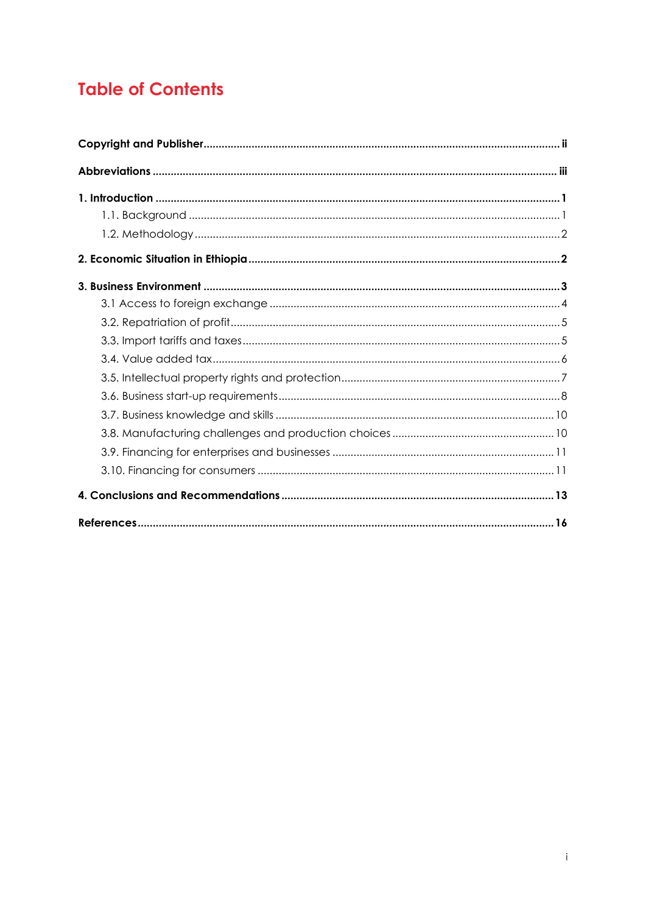# Table of Contents

**Copyright and Publisher** ..... ii

**Abbreviations** ..... iii

**1. Introduction** ..... 1

- 1.1. Background ..... 1
- 1.2. Methodology ..... 2

**2. Economic Situation in Ethiopia** ..... 2

**3. Business Environment** ..... 3

- 3.1 Access to foreign exchange ..... 4
- 3.2. Repatriation of profit ..... 5
- 3.3. Import tariffs and taxes ..... 5
- 3.4. Value added tax ..... 6
- 3.5. Intellectual property rights and protection ..... 7
- 3.6. Business start-up requirements ..... 8
- 3.7. Business knowledge and skills ..... 10
- 3.8. Manufacturing challenges and production choices ..... 10
- 3.9. Financing for enterprises and businesses ..... 11
- 3.10. Financing for consumers ..... 11

**4. Conclusions and Recommendations** ..... 13

**References** ..... 16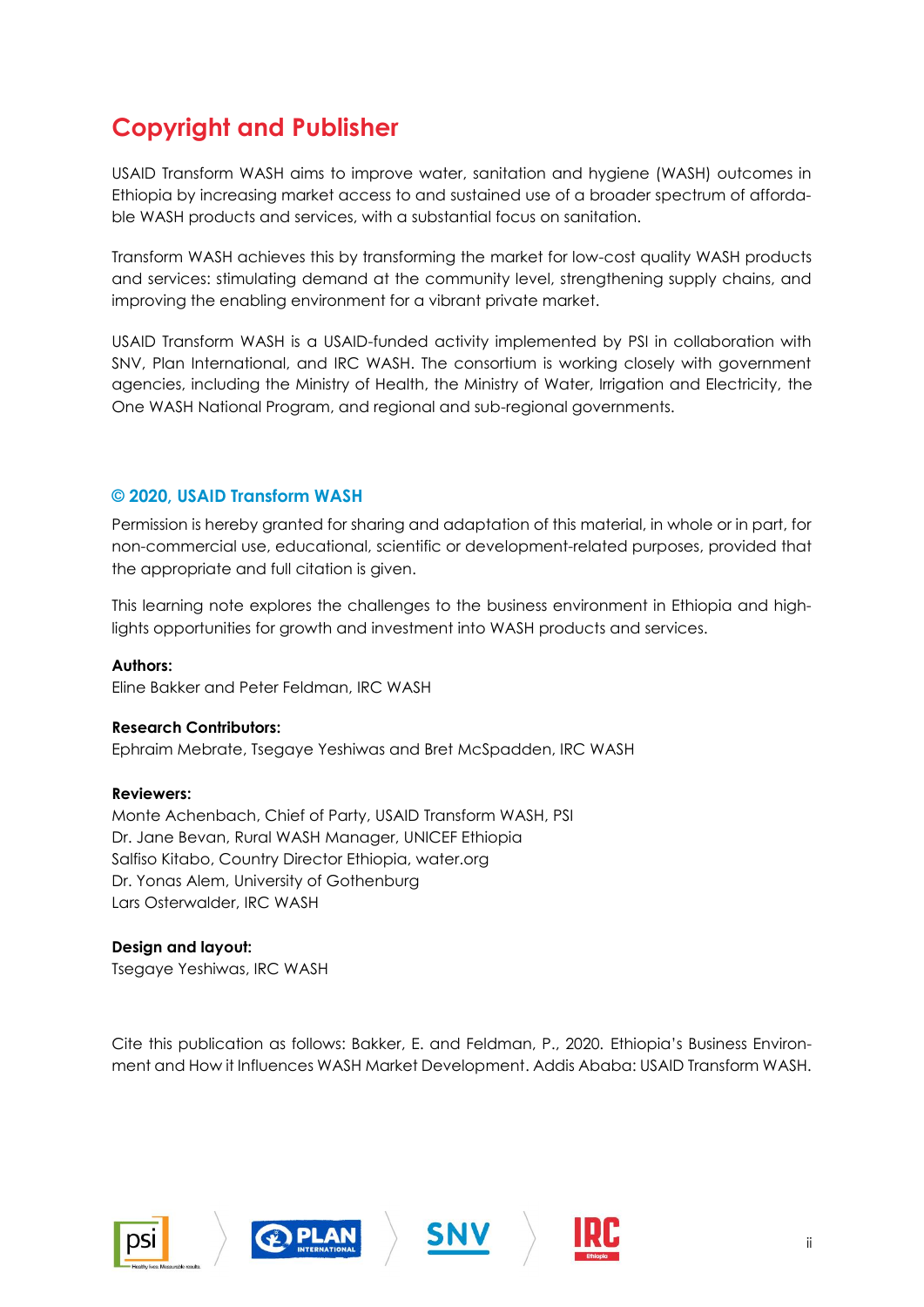# Copyright and Publisher

USAID Transform WASH aims to improve water, sanitation and hygiene (WASH) outcomes in Ethiopia by increasing market access to and sustained use of a broader spectrum of affordable WASH products and services, with a substantial focus on sanitation.

Transform WASH achieves this by transforming the market for low-cost quality WASH products and services: stimulating demand at the community level, strengthening supply chains, and improving the enabling environment for a vibrant private market.

USAID Transform WASH is a USAID-funded activity implemented by PSI in collaboration with SNV, Plan International, and IRC WASH. The consortium is working closely with government agencies, including the Ministry of Health, the Ministry of Water, Irrigation and Electricity, the One WASH National Program, and regional and sub-regional governments.

### © 2020, USAID Transform WASH

Permission is hereby granted for sharing and adaptation of this material, in whole or in part, for non-commercial use, educational, scientific or development-related purposes, provided that the appropriate and full citation is given.

This learning note explores the challenges to the business environment in Ethiopia and highlights opportunities for growth and investment into WASH products and services.

**Authors:**
Eline Bakker and Peter Feldman, IRC WASH

**Research Contributors:**
Ephraim Mebrate, Tsegaye Yeshiwas and Bret McSpadden, IRC WASH

**Reviewers:**
Monte Achenbach, Chief of Party, USAID Transform WASH, PSI
Dr. Jane Bevan, Rural WASH Manager, UNICEF Ethiopia
Salfiso Kitabo, Country Director Ethiopia, water.org
Dr. Yonas Alem, University of Gothenburg
Lars Osterwalder, IRC WASH

**Design and layout:**
Tsegaye Yeshiwas, IRC WASH

Cite this publication as follows: Bakker, E. and Feldman, P., 2020. Ethiopia's Business Environment and How it Influences WASH Market Development. Addis Ababa: USAID Transform WASH.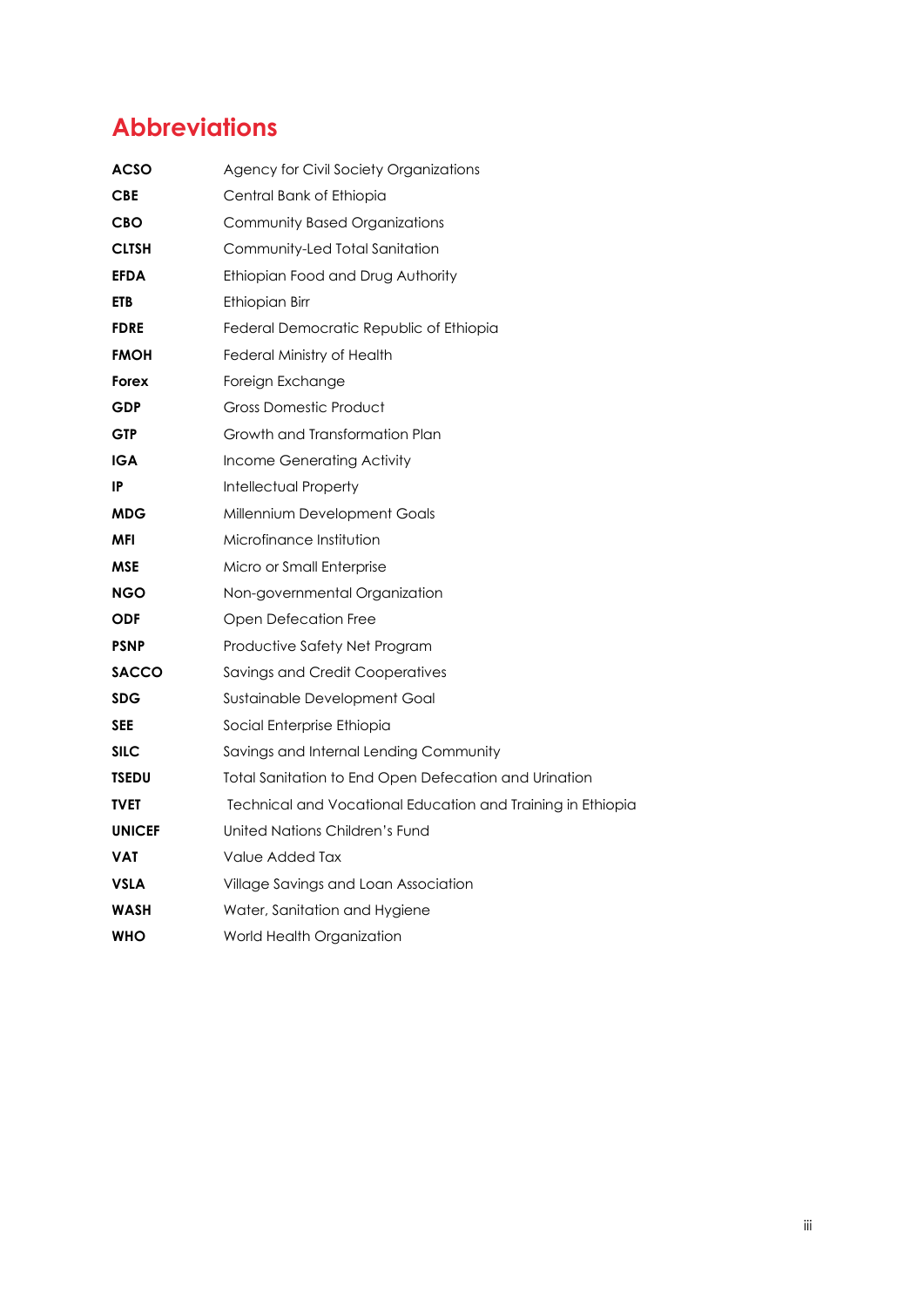# Abbreviations

| | |
|---|---|
| **ACSO** | Agency for Civil Society Organizations |
| **CBE** | Central Bank of Ethiopia |
| **CBO** | Community Based Organizations |
| **CLTSH** | Community-Led Total Sanitation |
| **EFDA** | Ethiopian Food and Drug Authority |
| **ETB** | Ethiopian Birr |
| **FDRE** | Federal Democratic Republic of Ethiopia |
| **FMOH** | Federal Ministry of Health |
| **Forex** | Foreign Exchange |
| **GDP** | Gross Domestic Product |
| **GTP** | Growth and Transformation Plan |
| **IGA** | Income Generating Activity |
| **IP** | Intellectual Property |
| **MDG** | Millennium Development Goals |
| **MFI** | Microfinance Institution |
| **MSE** | Micro or Small Enterprise |
| **NGO** | Non-governmental Organization |
| **ODF** | Open Defecation Free |
| **PSNP** | Productive Safety Net Program |
| **SACCO** | Savings and Credit Cooperatives |
| **SDG** | Sustainable Development Goal |
| **SEE** | Social Enterprise Ethiopia |
| **SILC** | Savings and Internal Lending Community |
| **TSEDU** | Total Sanitation to End Open Defecation and Urination |
| **TVET** | Technical and Vocational Education and Training in Ethiopia |
| **UNICEF** | United Nations Children's Fund |
| **VAT** | Value Added Tax |
| **VSLA** | Village Savings and Loan Association |
| **WASH** | Water, Sanitation and Hygiene |
| **WHO** | World Health Organization |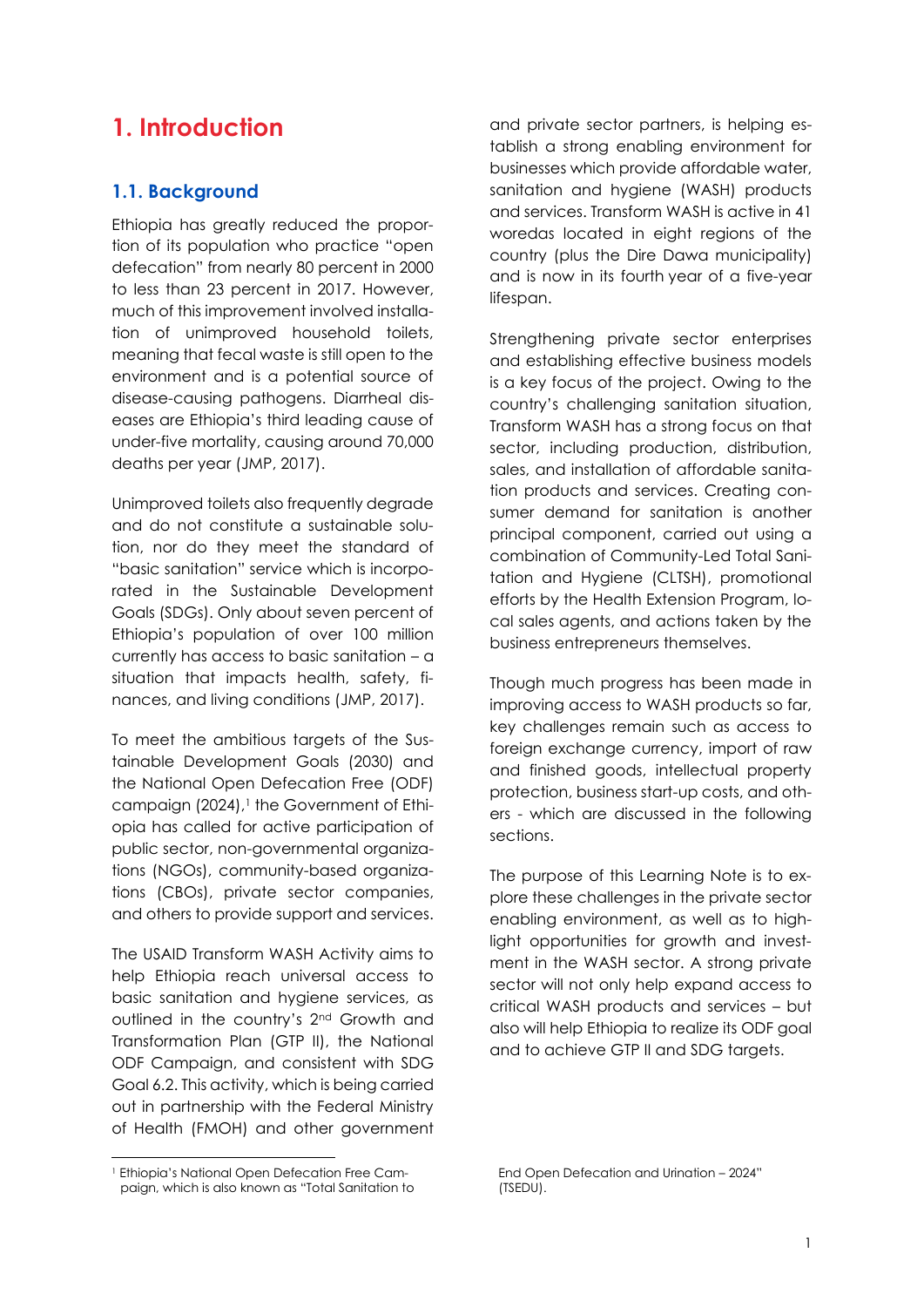# 1. Introduction

## 1.1. Background

Ethiopia has greatly reduced the proportion of its population who practice "open defecation" from nearly 80 percent in 2000 to less than 23 percent in 2017. However, much of this improvement involved installation of unimproved household toilets, meaning that fecal waste is still open to the environment and is a potential source of disease-causing pathogens. Diarrheal diseases are Ethiopia's third leading cause of under-five mortality, causing around 70,000 deaths per year (JMP, 2017).

Unimproved toilets also frequently degrade and do not constitute a sustainable solution, nor do they meet the standard of "basic sanitation" service which is incorporated in the Sustainable Development Goals (SDGs). Only about seven percent of Ethiopia's population of over 100 million currently has access to basic sanitation – a situation that impacts health, safety, finances, and living conditions (JMP, 2017).

To meet the ambitious targets of the Sustainable Development Goals (2030) and the National Open Defecation Free (ODF) campaign (2024),[1] the Government of Ethiopia has called for active participation of public sector, non-governmental organizations (NGOs), community-based organizations (CBOs), private sector companies, and others to provide support and services.

The USAID Transform WASH Activity aims to help Ethiopia reach universal access to basic sanitation and hygiene services, as outlined in the country's 2nd Growth and Transformation Plan (GTP II), the National ODF Campaign, and consistent with SDG Goal 6.2. This activity, which is being carried out in partnership with the Federal Ministry of Health (FMOH) and other government and private sector partners, is helping establish a strong enabling environment for businesses which provide affordable water, sanitation and hygiene (WASH) products and services. Transform WASH is active in 41 woredas located in eight regions of the country (plus the Dire Dawa municipality) and is now in its fourth year of a five-year lifespan.

Strengthening private sector enterprises and establishing effective business models is a key focus of the project. Owing to the country's challenging sanitation situation, Transform WASH has a strong focus on that sector, including production, distribution, sales, and installation of affordable sanitation products and services. Creating consumer demand for sanitation is another principal component, carried out using a combination of Community-Led Total Sanitation and Hygiene (CLTSH), promotional efforts by the Health Extension Program, local sales agents, and actions taken by the business entrepreneurs themselves.

Though much progress has been made in improving access to WASH products so far, key challenges remain such as access to foreign exchange currency, import of raw and finished goods, intellectual property protection, business start-up costs, and others - which are discussed in the following sections.

The purpose of this Learning Note is to explore these challenges in the private sector enabling environment, as well as to highlight opportunities for growth and investment in the WASH sector. A strong private sector will not only help expand access to critical WASH products and services – but also will help Ethiopia to realize its ODF goal and to achieve GTP II and SDG targets.

---

[1] Ethiopia's National Open Defecation Free Campaign, which is also known as "Total Sanitation to End Open Defecation and Urination – 2024" (TSEDU).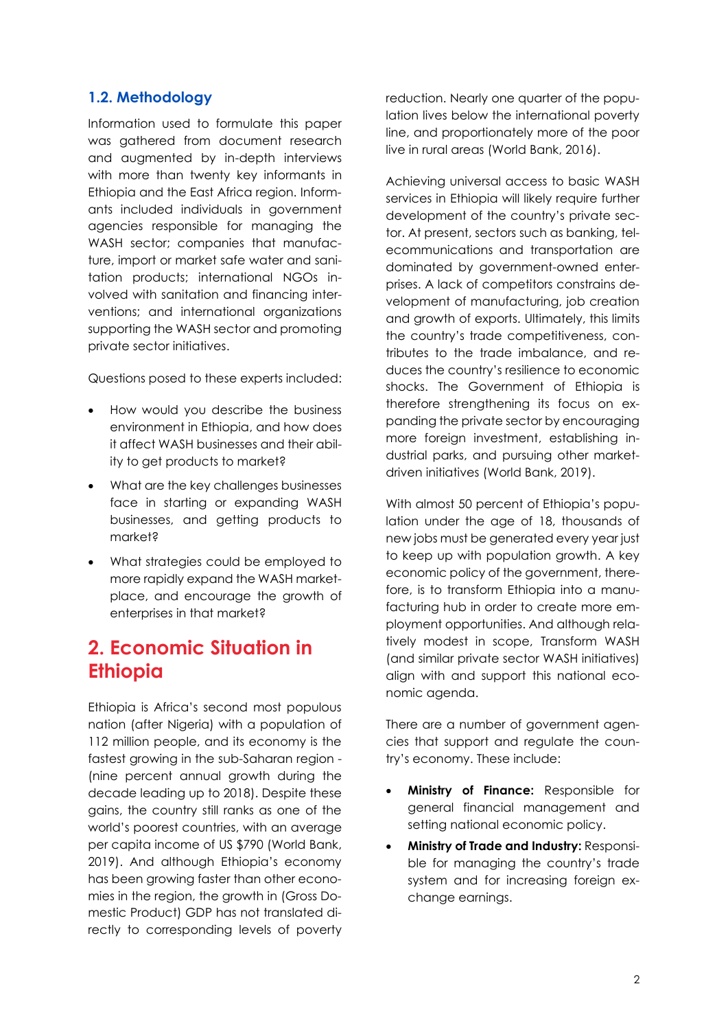### 1.2. Methodology

Information used to formulate this paper was gathered from document research and augmented by in-depth interviews with more than twenty key informants in Ethiopia and the East Africa region. Informants included individuals in government agencies responsible for managing the WASH sector; companies that manufacture, import or market safe water and sanitation products; international NGOs involved with sanitation and financing interventions; and international organizations supporting the WASH sector and promoting private sector initiatives.

Questions posed to these experts included:

- How would you describe the business environment in Ethiopia, and how does it affect WASH businesses and their ability to get products to market?
- What are the key challenges businesses face in starting or expanding WASH businesses, and getting products to market?
- What strategies could be employed to more rapidly expand the WASH marketplace, and encourage the growth of enterprises in that market?

## 2. Economic Situation in Ethiopia

Ethiopia is Africa's second most populous nation (after Nigeria) with a population of 112 million people, and its economy is the fastest growing in the sub-Saharan region - (nine percent annual growth during the decade leading up to 2018). Despite these gains, the country still ranks as one of the world's poorest countries, with an average per capita income of US $790 (World Bank, 2019). And although Ethiopia's economy has been growing faster than other economies in the region, the growth in (Gross Domestic Product) GDP has not translated directly to corresponding levels of poverty reduction. Nearly one quarter of the population lives below the international poverty line, and proportionately more of the poor live in rural areas (World Bank, 2016).

Achieving universal access to basic WASH services in Ethiopia will likely require further development of the country's private sector. At present, sectors such as banking, telecommunications and transportation are dominated by government-owned enterprises. A lack of competitors constrains development of manufacturing, job creation and growth of exports. Ultimately, this limits the country's trade competitiveness, contributes to the trade imbalance, and reduces the country's resilience to economic shocks. The Government of Ethiopia is therefore strengthening its focus on expanding the private sector by encouraging more foreign investment, establishing industrial parks, and pursuing other market-driven initiatives (World Bank, 2019).

With almost 50 percent of Ethiopia's population under the age of 18, thousands of new jobs must be generated every year just to keep up with population growth. A key economic policy of the government, therefore, is to transform Ethiopia into a manufacturing hub in order to create more employment opportunities. And although relatively modest in scope, Transform WASH (and similar private sector WASH initiatives) align with and support this national economic agenda.

There are a number of government agencies that support and regulate the country's economy. These include:

- **Ministry of Finance:** Responsible for general financial management and setting national economic policy.
- **Ministry of Trade and Industry:** Responsible for managing the country's trade system and for increasing foreign exchange earnings.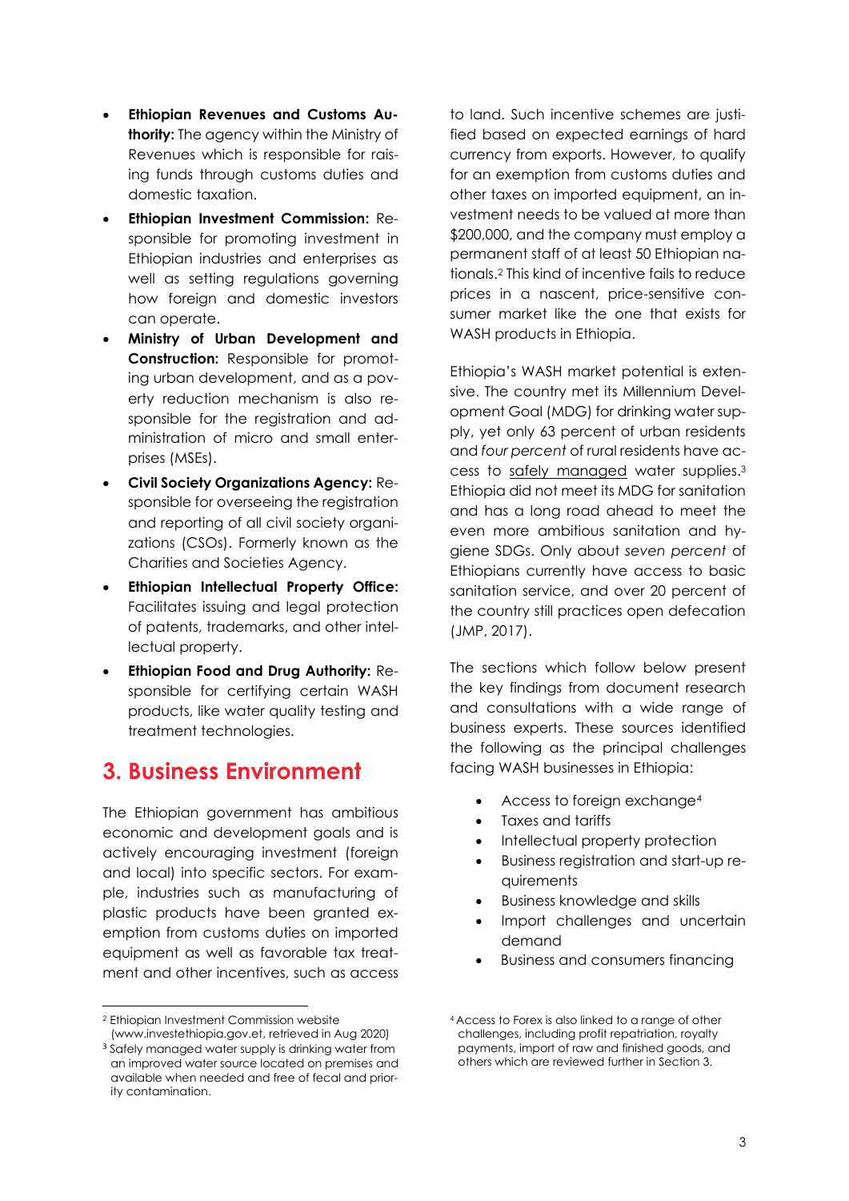- **Ethiopian Revenues and Customs Authority:** The agency within the Ministry of Revenues which is responsible for raising funds through customs duties and domestic taxation.
- **Ethiopian Investment Commission:** Responsible for promoting investment in Ethiopian industries and enterprises as well as setting regulations governing how foreign and domestic investors can operate.
- **Ministry of Urban Development and Construction:** Responsible for promoting urban development, and as a poverty reduction mechanism is also responsible for the registration and administration of micro and small enterprises (MSEs).
- **Civil Society Organizations Agency:** Responsible for overseeing the registration and reporting of all civil society organizations (CSOs). Formerly known as the Charities and Societies Agency.
- **Ethiopian Intellectual Property Office:** Facilitates issuing and legal protection of patents, trademarks, and other intellectual property.
- **Ethiopian Food and Drug Authority:** Responsible for certifying certain WASH products, like water quality testing and treatment technologies.

# 3. Business Environment

The Ethiopian government has ambitious economic and development goals and is actively encouraging investment (foreign and local) into specific sectors. For example, industries such as manufacturing of plastic products have been granted exemption from customs duties on imported equipment as well as favorable tax treatment and other incentives, such as access to land. Such incentive schemes are justified based on expected earnings of hard currency from exports. However, to qualify for an exemption from customs duties and other taxes on imported equipment, an investment needs to be valued at more than $200,000, and the company must employ a permanent staff of at least 50 Ethiopian nationals.[2] This kind of incentive fails to reduce prices in a nascent, price-sensitive consumer market like the one that exists for WASH products in Ethiopia.

Ethiopia's WASH market potential is extensive. The country met its Millennium Development Goal (MDG) for drinking water supply, yet only 63 percent of urban residents and *four percent* of rural residents have access to safely managed water supplies.[3] Ethiopia did not meet its MDG for sanitation and has a long road ahead to meet the even more ambitious sanitation and hygiene SDGs. Only about *seven percent* of Ethiopians currently have access to basic sanitation service, and over 20 percent of the country still practices open defecation (JMP, 2017).

The sections which follow below present the key findings from document research and consultations with a wide range of business experts. These sources identified the following as the principal challenges facing WASH businesses in Ethiopia:

- Access to foreign exchange[4]
- Taxes and tariffs
- Intellectual property protection
- Business registration and start-up requirements
- Business knowledge and skills
- Import challenges and uncertain demand
- Business and consumers financing

[2] Ethiopian Investment Commission website (www.investethiopia.gov.et, retrieved in Aug 2020)

[3] Safely managed water supply is drinking water from an improved water source located on premises and available when needed and free of fecal and priority contamination.

[4] Access to Forex is also linked to a range of other challenges, including profit repatriation, royalty payments, import of raw and finished goods, and others which are reviewed further in Section 3.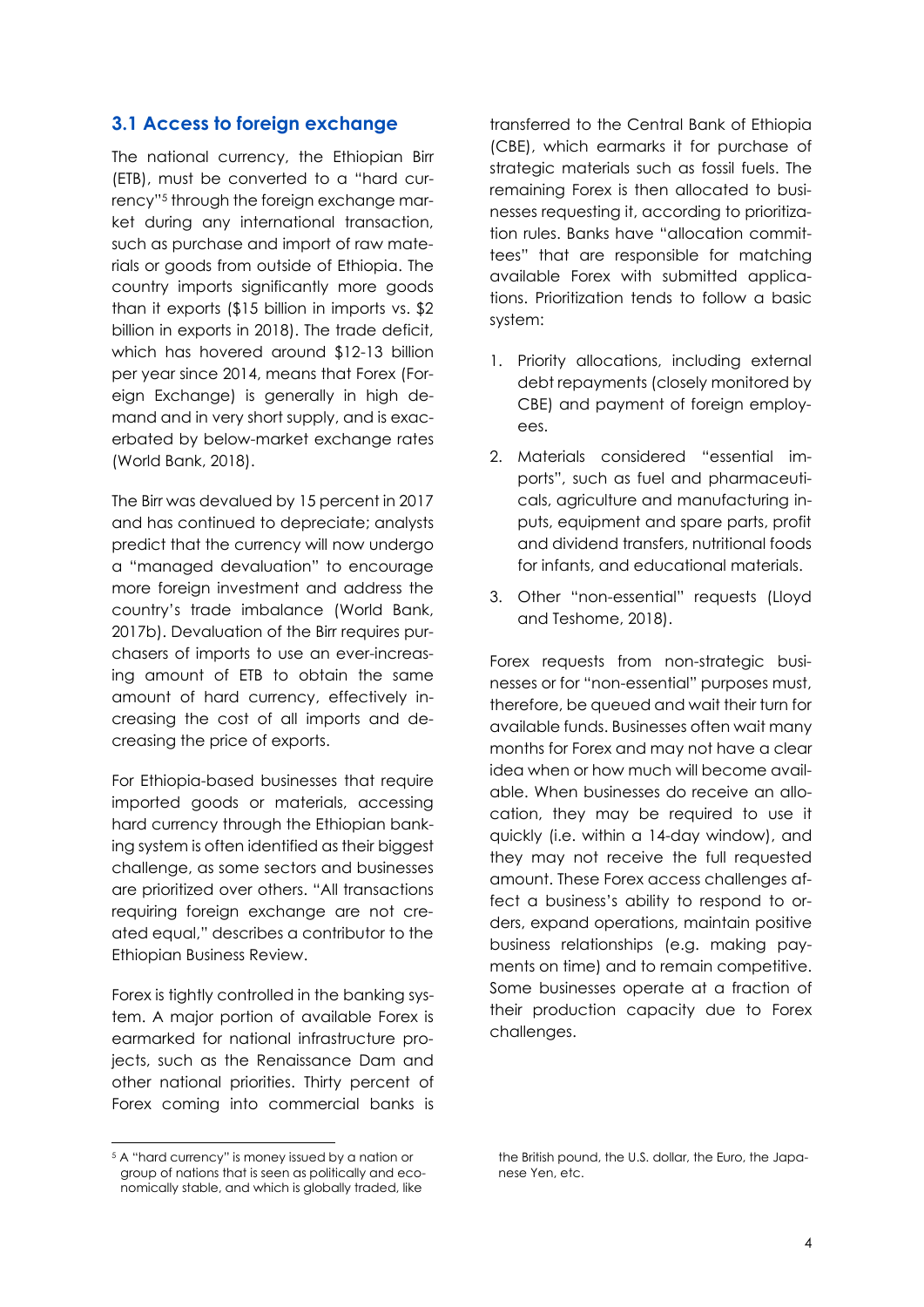## 3.1 Access to foreign exchange

The national currency, the Ethiopian Birr (ETB), must be converted to a "hard currency"[5] through the foreign exchange market during any international transaction, such as purchase and import of raw materials or goods from outside of Ethiopia. The country imports significantly more goods than it exports ($15 billion in imports vs. $2 billion in exports in 2018). The trade deficit, which has hovered around $12-13 billion per year since 2014, means that Forex (Foreign Exchange) is generally in high demand and in very short supply, and is exacerbated by below-market exchange rates (World Bank, 2018).

The Birr was devalued by 15 percent in 2017 and has continued to depreciate; analysts predict that the currency will now undergo a "managed devaluation" to encourage more foreign investment and address the country's trade imbalance (World Bank, 2017b). Devaluation of the Birr requires purchasers of imports to use an ever-increasing amount of ETB to obtain the same amount of hard currency, effectively increasing the cost of all imports and decreasing the price of exports.

For Ethiopia-based businesses that require imported goods or materials, accessing hard currency through the Ethiopian banking system is often identified as their biggest challenge, as some sectors and businesses are prioritized over others. "All transactions requiring foreign exchange are not created equal," describes a contributor to the Ethiopian Business Review.

Forex is tightly controlled in the banking system. A major portion of available Forex is earmarked for national infrastructure projects, such as the Renaissance Dam and other national priorities. Thirty percent of Forex coming into commercial banks is transferred to the Central Bank of Ethiopia (CBE), which earmarks it for purchase of strategic materials such as fossil fuels. The remaining Forex is then allocated to businesses requesting it, according to prioritization rules. Banks have "allocation committees" that are responsible for matching available Forex with submitted applications. Prioritization tends to follow a basic system:

1. Priority allocations, including external debt repayments (closely monitored by CBE) and payment of foreign employees.
2. Materials considered "essential imports", such as fuel and pharmaceuticals, agriculture and manufacturing inputs, equipment and spare parts, profit and dividend transfers, nutritional foods for infants, and educational materials.
3. Other "non-essential" requests (Lloyd and Teshome, 2018).

Forex requests from non-strategic businesses or for "non-essential" purposes must, therefore, be queued and wait their turn for available funds. Businesses often wait many months for Forex and may not have a clear idea when or how much will become available. When businesses do receive an allocation, they may be required to use it quickly (i.e. within a 14-day window), and they may not receive the full requested amount. These Forex access challenges affect a business's ability to respond to orders, expand operations, maintain positive business relationships (e.g. making payments on time) and to remain competitive. Some businesses operate at a fraction of their production capacity due to Forex challenges.

[5] A "hard currency" is money issued by a nation or group of nations that is seen as politically and economically stable, and which is globally traded, like the British pound, the U.S. dollar, the Euro, the Japanese Yen, etc.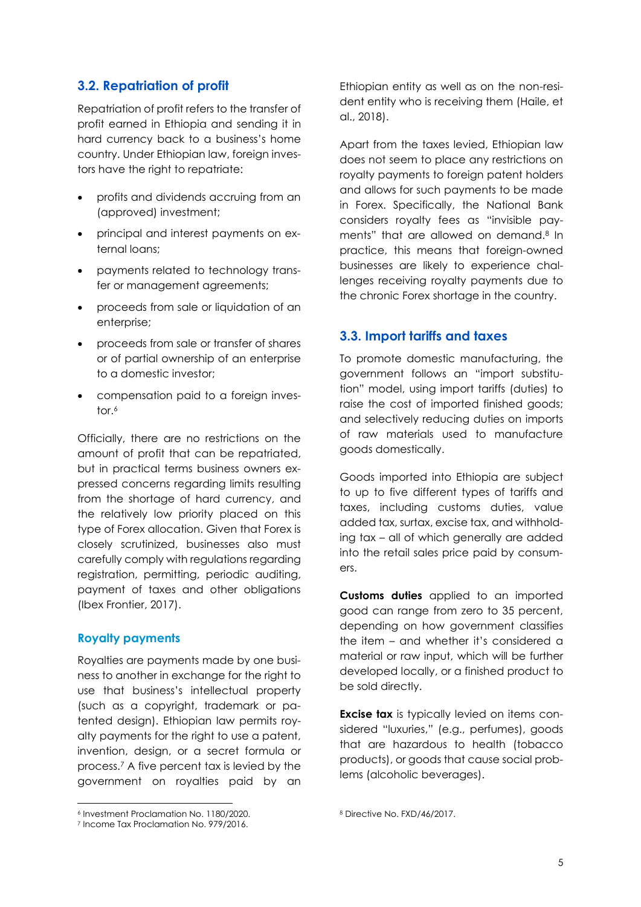## 3.2. Repatriation of profit

Repatriation of profit refers to the transfer of profit earned in Ethiopia and sending it in hard currency back to a business's home country. Under Ethiopian law, foreign investors have the right to repatriate:

- profits and dividends accruing from an (approved) investment;
- principal and interest payments on external loans;
- payments related to technology transfer or management agreements;
- proceeds from sale or liquidation of an enterprise;
- proceeds from sale or transfer of shares or of partial ownership of an enterprise to a domestic investor;
- compensation paid to a foreign investor.[6]

Officially, there are no restrictions on the amount of profit that can be repatriated, but in practical terms business owners expressed concerns regarding limits resulting from the shortage of hard currency, and the relatively low priority placed on this type of Forex allocation. Given that Forex is closely scrutinized, businesses also must carefully comply with regulations regarding registration, permitting, periodic auditing, payment of taxes and other obligations (Ibex Frontier, 2017).

### Royalty payments

Royalties are payments made by one business to another in exchange for the right to use that business's intellectual property (such as a copyright, trademark or patented design). Ethiopian law permits royalty payments for the right to use a patent, invention, design, or a secret formula or process.[7] A five percent tax is levied by the government on royalties paid by an Ethiopian entity as well as on the non-resident entity who is receiving them (Haile, et al., 2018).

Apart from the taxes levied, Ethiopian law does not seem to place any restrictions on royalty payments to foreign patent holders and allows for such payments to be made in Forex. Specifically, the National Bank considers royalty fees as "invisible payments" that are allowed on demand.[8] In practice, this means that foreign-owned businesses are likely to experience challenges receiving royalty payments due to the chronic Forex shortage in the country.

## 3.3. Import tariffs and taxes

To promote domestic manufacturing, the government follows an "import substitution" model, using import tariffs (duties) to raise the cost of imported finished goods; and selectively reducing duties on imports of raw materials used to manufacture goods domestically.

Goods imported into Ethiopia are subject to up to five different types of tariffs and taxes, including customs duties, value added tax, surtax, excise tax, and withholding tax – all of which generally are added into the retail sales price paid by consumers.

**Customs duties** applied to an imported good can range from zero to 35 percent, depending on how government classifies the item – and whether it's considered a material or raw input, which will be further developed locally, or a finished product to be sold directly.

**Excise tax** is typically levied on items considered "luxuries," (e.g., perfumes), goods that are hazardous to health (tobacco products), or goods that cause social problems (alcoholic beverages).

[6] Investment Proclamation No. 1180/2020.

[7] Income Tax Proclamation No. 979/2016.

[8] Directive No. FXD/46/2017.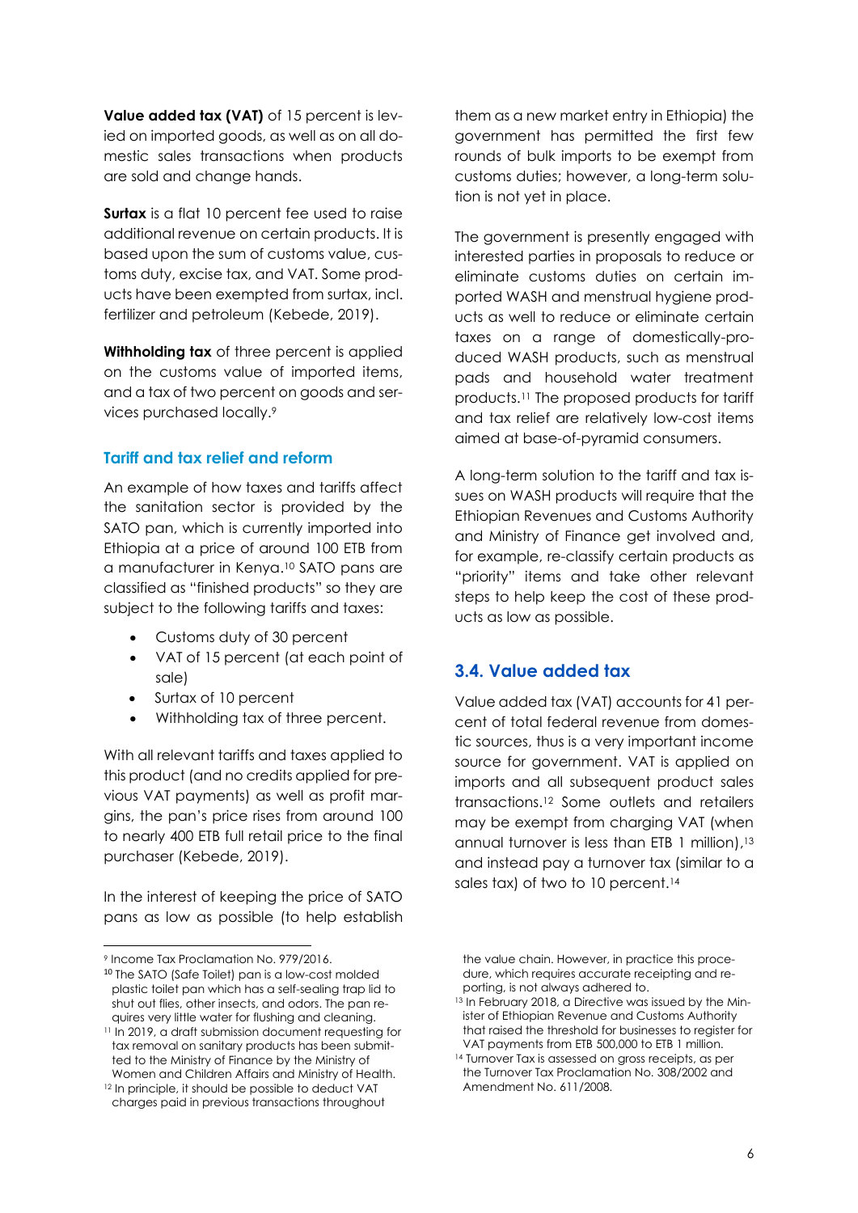**Value added tax (VAT)** of 15 percent is levied on imported goods, as well as on all domestic sales transactions when products are sold and change hands.

**Surtax** is a flat 10 percent fee used to raise additional revenue on certain products. It is based upon the sum of customs value, customs duty, excise tax, and VAT. Some products have been exempted from surtax, incl. fertilizer and petroleum (Kebede, 2019).

**Withholding tax** of three percent is applied on the customs value of imported items, and a tax of two percent on goods and services purchased locally.[9]

### Tariff and tax relief and reform

An example of how taxes and tariffs affect the sanitation sector is provided by the SATO pan, which is currently imported into Ethiopia at a price of around 100 ETB from a manufacturer in Kenya.[10] SATO pans are classified as "finished products" so they are subject to the following tariffs and taxes:

- Customs duty of 30 percent
- VAT of 15 percent (at each point of sale)
- Surtax of 10 percent
- Withholding tax of three percent.

With all relevant tariffs and taxes applied to this product (and no credits applied for previous VAT payments) as well as profit margins, the pan's price rises from around 100 to nearly 400 ETB full retail price to the final purchaser (Kebede, 2019).

In the interest of keeping the price of SATO pans as low as possible (to help establish them as a new market entry in Ethiopia) the government has permitted the first few rounds of bulk imports to be exempt from customs duties; however, a long-term solution is not yet in place.

The government is presently engaged with interested parties in proposals to reduce or eliminate customs duties on certain imported WASH and menstrual hygiene products as well to reduce or eliminate certain taxes on a range of domestically-produced WASH products, such as menstrual pads and household water treatment products.[11] The proposed products for tariff and tax relief are relatively low-cost items aimed at base-of-pyramid consumers.

A long-term solution to the tariff and tax issues on WASH products will require that the Ethiopian Revenues and Customs Authority and Ministry of Finance get involved and, for example, re-classify certain products as "priority" items and take other relevant steps to help keep the cost of these products as low as possible.

## 3.4. Value added tax

Value added tax (VAT) accounts for 41 percent of total federal revenue from domestic sources, thus is a very important income source for government. VAT is applied on imports and all subsequent product sales transactions.[12] Some outlets and retailers may be exempt from charging VAT (when annual turnover is less than ETB 1 million),[13] and instead pay a turnover tax (similar to a sales tax) of two to 10 percent.[14]

---

[9] Income Tax Proclamation No. 979/2016.

[10] The SATO (Safe Toilet) pan is a low-cost molded plastic toilet pan which has a self-sealing trap lid to shut out flies, other insects, and odors. The pan requires very little water for flushing and cleaning.

[11] In 2019, a draft submission document requesting for tax removal on sanitary products has been submitted to the Ministry of Finance by the Ministry of Women and Children Affairs and Ministry of Health.

[12] In principle, it should be possible to deduct VAT charges paid in previous transactions throughout the value chain. However, in practice this procedure, which requires accurate receipting and reporting, is not always adhered to.

[13] In February 2018, a Directive was issued by the Minister of Ethiopian Revenue and Customs Authority that raised the threshold for businesses to register for VAT payments from ETB 500,000 to ETB 1 million.

[14] Turnover Tax is assessed on gross receipts, as per the Turnover Tax Proclamation No. 308/2002 and Amendment No. 611/2008.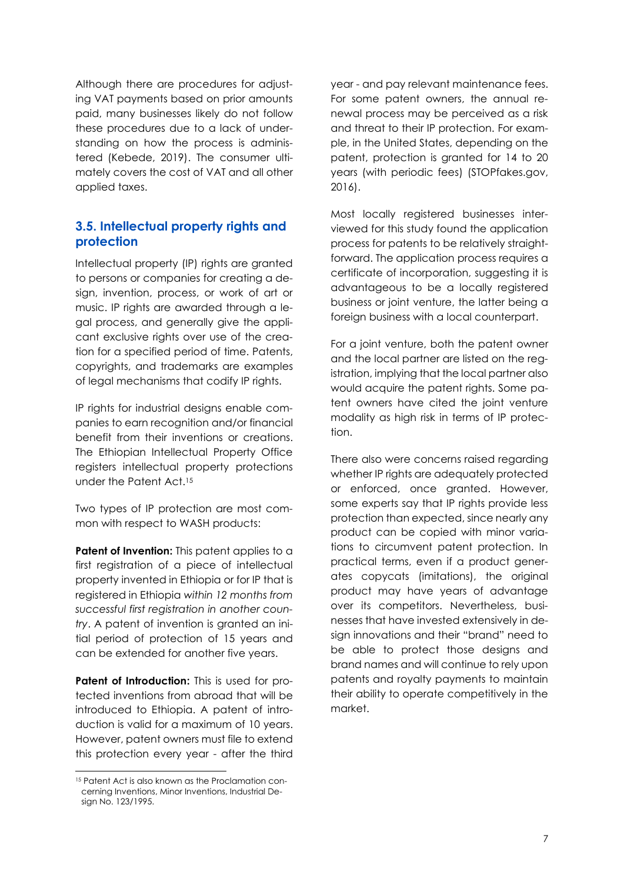Although there are procedures for adjusting VAT payments based on prior amounts paid, many businesses likely do not follow these procedures due to a lack of understanding on how the process is administered (Kebede, 2019). The consumer ultimately covers the cost of VAT and all other applied taxes.

## 3.5. Intellectual property rights and protection

Intellectual property (IP) rights are granted to persons or companies for creating a design, invention, process, or work of art or music. IP rights are awarded through a legal process, and generally give the applicant exclusive rights over use of the creation for a specified period of time. Patents, copyrights, and trademarks are examples of legal mechanisms that codify IP rights.

IP rights for industrial designs enable companies to earn recognition and/or financial benefit from their inventions or creations. The Ethiopian Intellectual Property Office registers intellectual property protections under the Patent Act.[15]

Two types of IP protection are most common with respect to WASH products:

**Patent of Invention:** This patent applies to a first registration of a piece of intellectual property invented in Ethiopia or for IP that is registered in Ethiopia *within 12 months from successful first registration in another country*. A patent of invention is granted an initial period of protection of 15 years and can be extended for another five years.

**Patent of Introduction:** This is used for protected inventions from abroad that will be introduced to Ethiopia. A patent of introduction is valid for a maximum of 10 years. However, patent owners must file to extend this protection every year - after the third year - and pay relevant maintenance fees. For some patent owners, the annual renewal process may be perceived as a risk and threat to their IP protection. For example, in the United States, depending on the patent, protection is granted for 14 to 20 years (with periodic fees) (STOPfakes.gov, 2016).

Most locally registered businesses interviewed for this study found the application process for patents to be relatively straightforward. The application process requires a certificate of incorporation, suggesting it is advantageous to be a locally registered business or joint venture, the latter being a foreign business with a local counterpart.

For a joint venture, both the patent owner and the local partner are listed on the registration, implying that the local partner also would acquire the patent rights. Some patent owners have cited the joint venture modality as high risk in terms of IP protection.

There also were concerns raised regarding whether IP rights are adequately protected or enforced, once granted. However, some experts say that IP rights provide less protection than expected, since nearly any product can be copied with minor variations to circumvent patent protection. In practical terms, even if a product generates copycats (imitations), the original product may have years of advantage over its competitors. Nevertheless, businesses that have invested extensively in design innovations and their "brand" need to be able to protect those designs and brand names and will continue to rely upon patents and royalty payments to maintain their ability to operate competitively in the market.

---

[15] Patent Act is also known as the Proclamation concerning Inventions, Minor Inventions, Industrial Design No. 123/1995.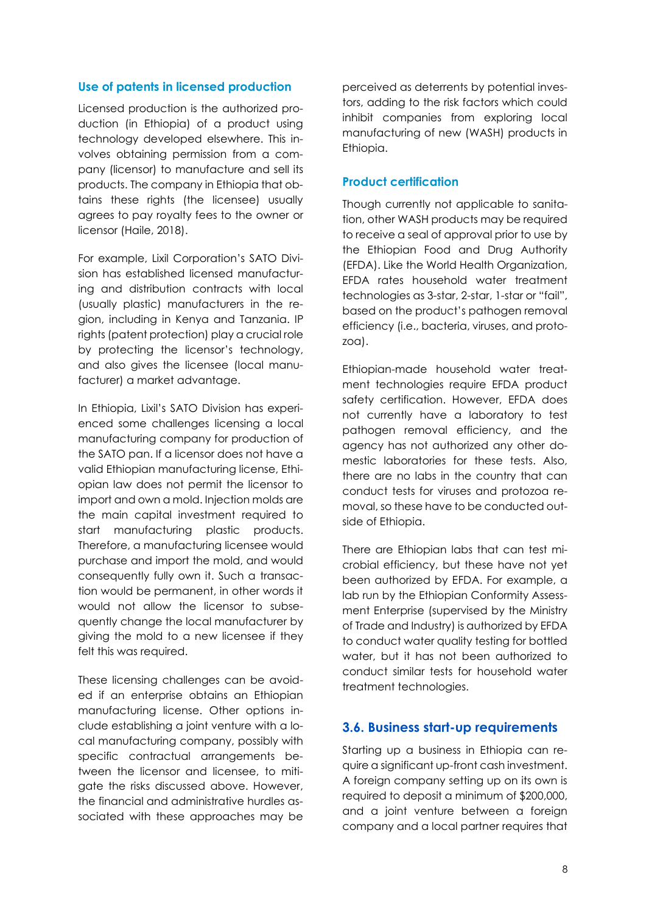### Use of patents in licensed production

Licensed production is the authorized production (in Ethiopia) of a product using technology developed elsewhere. This involves obtaining permission from a company (licensor) to manufacture and sell its products. The company in Ethiopia that obtains these rights (the licensee) usually agrees to pay royalty fees to the owner or licensor (Haile, 2018).

For example, Lixil Corporation's SATO Division has established licensed manufacturing and distribution contracts with local (usually plastic) manufacturers in the region, including in Kenya and Tanzania. IP rights (patent protection) play a crucial role by protecting the licensor's technology, and also gives the licensee (local manufacturer) a market advantage.

In Ethiopia, Lixil's SATO Division has experienced some challenges licensing a local manufacturing company for production of the SATO pan. If a licensor does not have a valid Ethiopian manufacturing license, Ethiopian law does not permit the licensor to import and own a mold. Injection molds are the main capital investment required to start manufacturing plastic products. Therefore, a manufacturing licensee would purchase and import the mold, and would consequently fully own it. Such a transaction would be permanent, in other words it would not allow the licensor to subsequently change the local manufacturer by giving the mold to a new licensee if they felt this was required.

These licensing challenges can be avoided if an enterprise obtains an Ethiopian manufacturing license. Other options include establishing a joint venture with a local manufacturing company, possibly with specific contractual arrangements between the licensor and licensee, to mitigate the risks discussed above. However, the financial and administrative hurdles associated with these approaches may be perceived as deterrents by potential investors, adding to the risk factors which could inhibit companies from exploring local manufacturing of new (WASH) products in Ethiopia.

### Product certification

Though currently not applicable to sanitation, other WASH products may be required to receive a seal of approval prior to use by the Ethiopian Food and Drug Authority (EFDA). Like the World Health Organization, EFDA rates household water treatment technologies as 3-star, 2-star, 1-star or "fail", based on the product's pathogen removal efficiency (i.e., bacteria, viruses, and protozoa).

Ethiopian-made household water treatment technologies require EFDA product safety certification. However, EFDA does not currently have a laboratory to test pathogen removal efficiency, and the agency has not authorized any other domestic laboratories for these tests. Also, there are no labs in the country that can conduct tests for viruses and protozoa removal, so these have to be conducted outside of Ethiopia.

There are Ethiopian labs that can test microbial efficiency, but these have not yet been authorized by EFDA. For example, a lab run by the Ethiopian Conformity Assessment Enterprise (supervised by the Ministry of Trade and Industry) is authorized by EFDA to conduct water quality testing for bottled water, but it has not been authorized to conduct similar tests for household water treatment technologies.

## 3.6. Business start-up requirements

Starting up a business in Ethiopia can require a significant up-front cash investment. A foreign company setting up on its own is required to deposit a minimum of $200,000, and a joint venture between a foreign company and a local partner requires that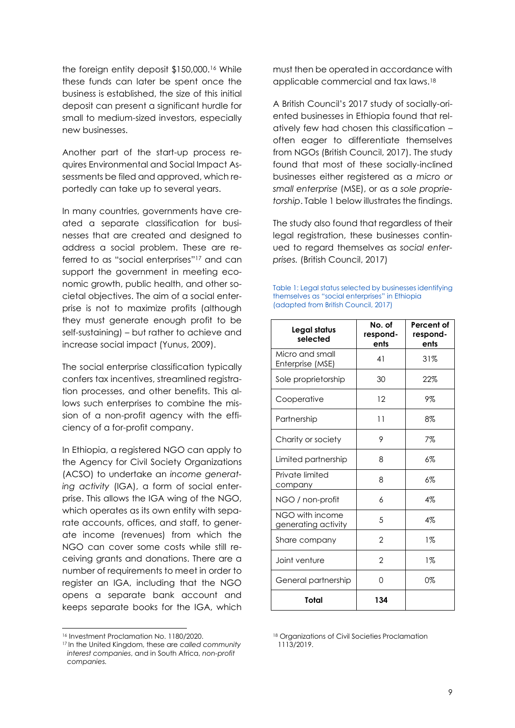the foreign entity deposit $150,000.[16] While these funds can later be spent once the business is established, the size of this initial deposit can present a significant hurdle for small to medium-sized investors, especially new businesses.

Another part of the start-up process requires Environmental and Social Impact Assessments be filed and approved, which reportedly can take up to several years.

In many countries, governments have created a separate classification for businesses that are created and designed to address a social problem. These are referred to as "social enterprises"[17] and can support the government in meeting economic growth, public health, and other societal objectives. The aim of a social enterprise is not to maximize profits (although they must generate enough profit to be self-sustaining) – but rather to achieve and increase social impact (Yunus, 2009).

The social enterprise classification typically confers tax incentives, streamlined registration processes, and other benefits. This allows such enterprises to combine the mission of a non-profit agency with the efficiency of a for-profit company.

In Ethiopia, a registered NGO can apply to the Agency for Civil Society Organizations (ACSO) to undertake an *income generating activity* (IGA), a form of social enterprise. This allows the IGA wing of the NGO, which operates as its own entity with separate accounts, offices, and staff, to generate income (revenues) from which the NGO can cover some costs while still receiving grants and donations. There are a number of requirements to meet in order to register an IGA, including that the NGO opens a separate bank account and keeps separate books for the IGA, which must then be operated in accordance with applicable commercial and tax laws.[18]

A British Council's 2017 study of socially-oriented businesses in Ethiopia found that relatively few had chosen this classification – often eager to differentiate themselves from NGOs (British Council, 2017). The study found that most of these socially-inclined businesses either registered as a *micro or small enterprise* (MSE), or as a *sole proprietorship*. Table 1 below illustrates the findings.

The study also found that regardless of their legal registration, these businesses continued to regard themselves as *social enterprises.* (British Council, 2017)

Table 1: Legal status selected by businesses identifying themselves as "social enterprises" in Ethiopia (adapted from British Council, 2017)

| Legal status selected | No. of respondents | Percent of respondents |
|---|---|---|
| Micro and small Enterprise (MSE) | 41 | 31% |
| Sole proprietorship | 30 | 22% |
| Cooperative | 12 | 9% |
| Partnership | 11 | 8% |
| Charity or society | 9 | 7% |
| Limited partnership | 8 | 6% |
| Private limited company | 8 | 6% |
| NGO / non-profit | 6 | 4% |
| NGO with income generating activity | 5 | 4% |
| Share company | 2 | 1% |
| Joint venture | 2 | 1% |
| General partnership | 0 | 0% |
| **Total** | **134** | |

[16] Investment Proclamation No. 1180/2020.

[17] In the United Kingdom, these are *called community interest companies*, and in South Africa, *non-profit companies.*

[18] Organizations of Civil Societies Proclamation 1113/2019.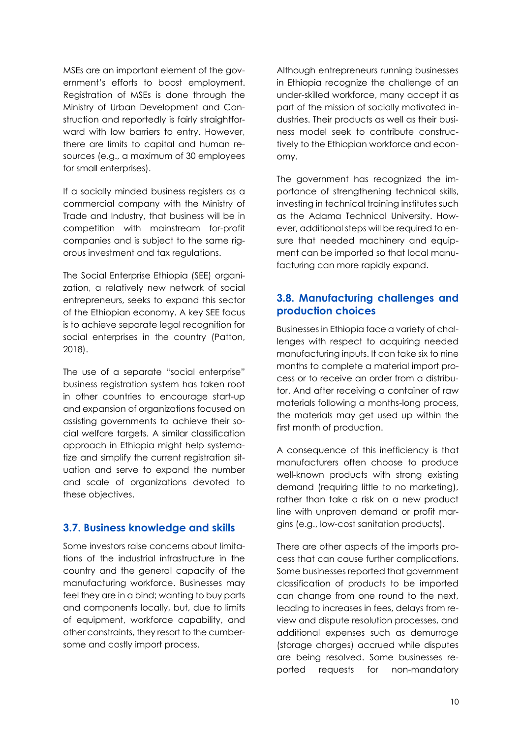MSEs are an important element of the government's efforts to boost employment. Registration of MSEs is done through the Ministry of Urban Development and Construction and reportedly is fairly straightforward with low barriers to entry. However, there are limits to capital and human resources (e.g., a maximum of 30 employees for small enterprises).

If a socially minded business registers as a commercial company with the Ministry of Trade and Industry, that business will be in competition with mainstream for-profit companies and is subject to the same rigorous investment and tax regulations.

The Social Enterprise Ethiopia (SEE) organization, a relatively new network of social entrepreneurs, seeks to expand this sector of the Ethiopian economy. A key SEE focus is to achieve separate legal recognition for social enterprises in the country (Patton, 2018).

The use of a separate "social enterprise" business registration system has taken root in other countries to encourage start-up and expansion of organizations focused on assisting governments to achieve their social welfare targets. A similar classification approach in Ethiopia might help systematize and simplify the current registration situation and serve to expand the number and scale of organizations devoted to these objectives.

## 3.7. Business knowledge and skills

Some investors raise concerns about limitations of the industrial infrastructure in the country and the general capacity of the manufacturing workforce. Businesses may feel they are in a bind; wanting to buy parts and components locally, but, due to limits of equipment, workforce capability, and other constraints, they resort to the cumbersome and costly import process.

Although entrepreneurs running businesses in Ethiopia recognize the challenge of an under-skilled workforce, many accept it as part of the mission of socially motivated industries. Their products as well as their business model seek to contribute constructively to the Ethiopian workforce and economy.

The government has recognized the importance of strengthening technical skills, investing in technical training institutes such as the Adama Technical University. However, additional steps will be required to ensure that needed machinery and equipment can be imported so that local manufacturing can more rapidly expand.

## 3.8. Manufacturing challenges and production choices

Businesses in Ethiopia face a variety of challenges with respect to acquiring needed manufacturing inputs. It can take six to nine months to complete a material import process or to receive an order from a distributor. And after receiving a container of raw materials following a months-long process, the materials may get used up within the first month of production.

A consequence of this inefficiency is that manufacturers often choose to produce well-known products with strong existing demand (requiring little to no marketing), rather than take a risk on a new product line with unproven demand or profit margins (e.g., low-cost sanitation products).

There are other aspects of the imports process that can cause further complications. Some businesses reported that government classification of products to be imported can change from one round to the next, leading to increases in fees, delays from review and dispute resolution processes, and additional expenses such as demurrage (storage charges) accrued while disputes are being resolved. Some businesses reported requests for non-mandatory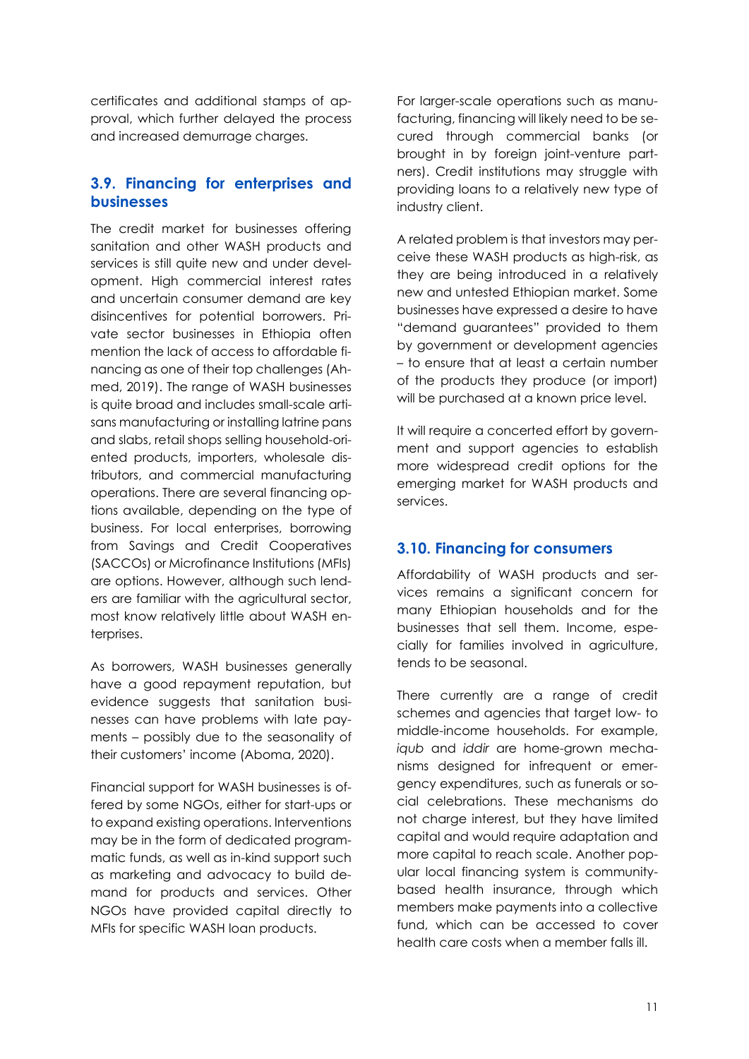certificates and additional stamps of approval, which further delayed the process and increased demurrage charges.

## 3.9. Financing for enterprises and businesses

The credit market for businesses offering sanitation and other WASH products and services is still quite new and under development. High commercial interest rates and uncertain consumer demand are key disincentives for potential borrowers. Private sector businesses in Ethiopia often mention the lack of access to affordable financing as one of their top challenges (Ahmed, 2019). The range of WASH businesses is quite broad and includes small-scale artisans manufacturing or installing latrine pans and slabs, retail shops selling household-oriented products, importers, wholesale distributors, and commercial manufacturing operations. There are several financing options available, depending on the type of business. For local enterprises, borrowing from Savings and Credit Cooperatives (SACCOs) or Microfinance Institutions (MFIs) are options. However, although such lenders are familiar with the agricultural sector, most know relatively little about WASH enterprises.

As borrowers, WASH businesses generally have a good repayment reputation, but evidence suggests that sanitation businesses can have problems with late payments – possibly due to the seasonality of their customers' income (Aboma, 2020).

Financial support for WASH businesses is offered by some NGOs, either for start-ups or to expand existing operations. Interventions may be in the form of dedicated programmatic funds, as well as in-kind support such as marketing and advocacy to build demand for products and services. Other NGOs have provided capital directly to MFIs for specific WASH loan products.

For larger-scale operations such as manufacturing, financing will likely need to be secured through commercial banks (or brought in by foreign joint-venture partners). Credit institutions may struggle with providing loans to a relatively new type of industry client.

A related problem is that investors may perceive these WASH products as high-risk, as they are being introduced in a relatively new and untested Ethiopian market. Some businesses have expressed a desire to have "demand guarantees" provided to them by government or development agencies – to ensure that at least a certain number of the products they produce (or import) will be purchased at a known price level.

It will require a concerted effort by government and support agencies to establish more widespread credit options for the emerging market for WASH products and services.

## 3.10. Financing for consumers

Affordability of WASH products and services remains a significant concern for many Ethiopian households and for the businesses that sell them. Income, especially for families involved in agriculture, tends to be seasonal.

There currently are a range of credit schemes and agencies that target low- to middle-income households. For example, *iqub* and *iddir* are home-grown mechanisms designed for infrequent or emergency expenditures, such as funerals or social celebrations. These mechanisms do not charge interest, but they have limited capital and would require adaptation and more capital to reach scale. Another popular local financing system is community-based health insurance, through which members make payments into a collective fund, which can be accessed to cover health care costs when a member falls ill.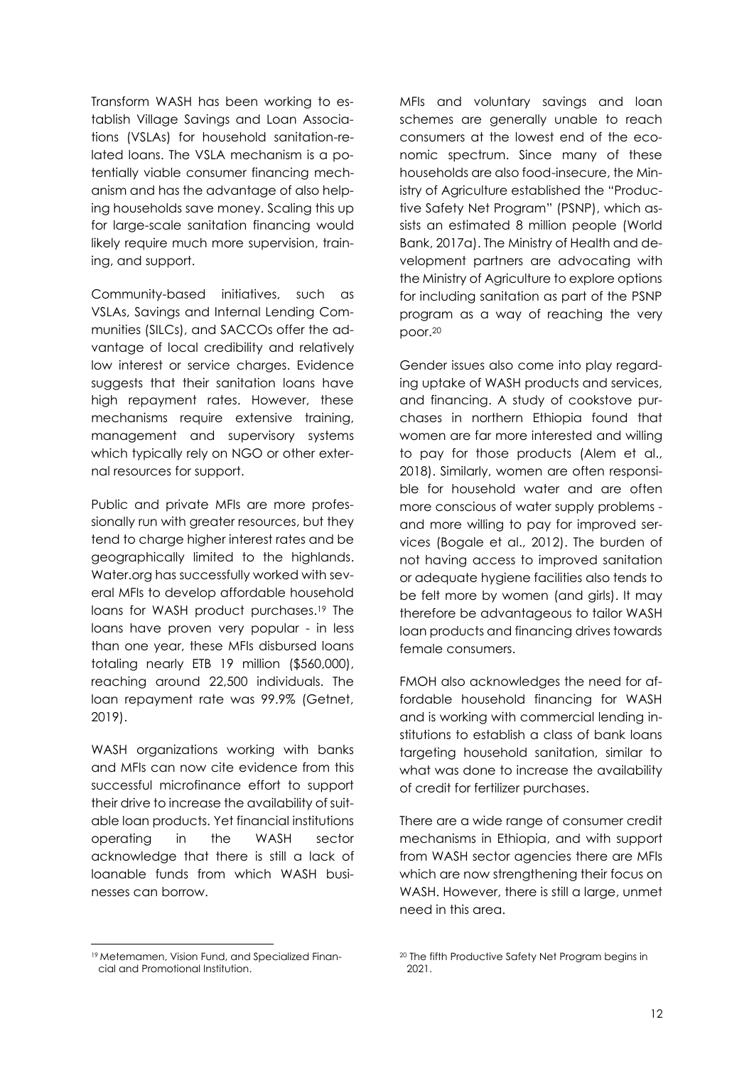Transform WASH has been working to establish Village Savings and Loan Associations (VSLAs) for household sanitation-related loans. The VSLA mechanism is a potentially viable consumer financing mechanism and has the advantage of also helping households save money. Scaling this up for large-scale sanitation financing would likely require much more supervision, training, and support.

Community-based initiatives, such as VSLAs, Savings and Internal Lending Communities (SILCs), and SACCOs offer the advantage of local credibility and relatively low interest or service charges. Evidence suggests that their sanitation loans have high repayment rates. However, these mechanisms require extensive training, management and supervisory systems which typically rely on NGO or other external resources for support.

Public and private MFIs are more professionally run with greater resources, but they tend to charge higher interest rates and be geographically limited to the highlands. Water.org has successfully worked with several MFIs to develop affordable household loans for WASH product purchases.[19] The loans have proven very popular - in less than one year, these MFIs disbursed loans totaling nearly ETB 19 million ($560,000), reaching around 22,500 individuals. The loan repayment rate was 99.9% (Getnet, 2019).

WASH organizations working with banks and MFIs can now cite evidence from this successful microfinance effort to support their drive to increase the availability of suitable loan products. Yet financial institutions operating in the WASH sector acknowledge that there is still a lack of loanable funds from which WASH businesses can borrow.

MFIs and voluntary savings and loan schemes are generally unable to reach consumers at the lowest end of the economic spectrum. Since many of these households are also food-insecure, the Ministry of Agriculture established the "Productive Safety Net Program" (PSNP), which assists an estimated 8 million people (World Bank, 2017a). The Ministry of Health and development partners are advocating with the Ministry of Agriculture to explore options for including sanitation as part of the PSNP program as a way of reaching the very poor.[20]

Gender issues also come into play regarding uptake of WASH products and services, and financing. A study of cookstove purchases in northern Ethiopia found that women are far more interested and willing to pay for those products (Alem et al., 2018). Similarly, women are often responsible for household water and are often more conscious of water supply problems - and more willing to pay for improved services (Bogale et al., 2012). The burden of not having access to improved sanitation or adequate hygiene facilities also tends to be felt more by women (and girls). It may therefore be advantageous to tailor WASH loan products and financing drives towards female consumers.

FMOH also acknowledges the need for affordable household financing for WASH and is working with commercial lending institutions to establish a class of bank loans targeting household sanitation, similar to what was done to increase the availability of credit for fertilizer purchases.

There are a wide range of consumer credit mechanisms in Ethiopia, and with support from WASH sector agencies there are MFIs which are now strengthening their focus on WASH. However, there is still a large, unmet need in this area.

[19] Metemamen, Vision Fund, and Specialized Financial and Promotional Institution.

[20] The fifth Productive Safety Net Program begins in 2021.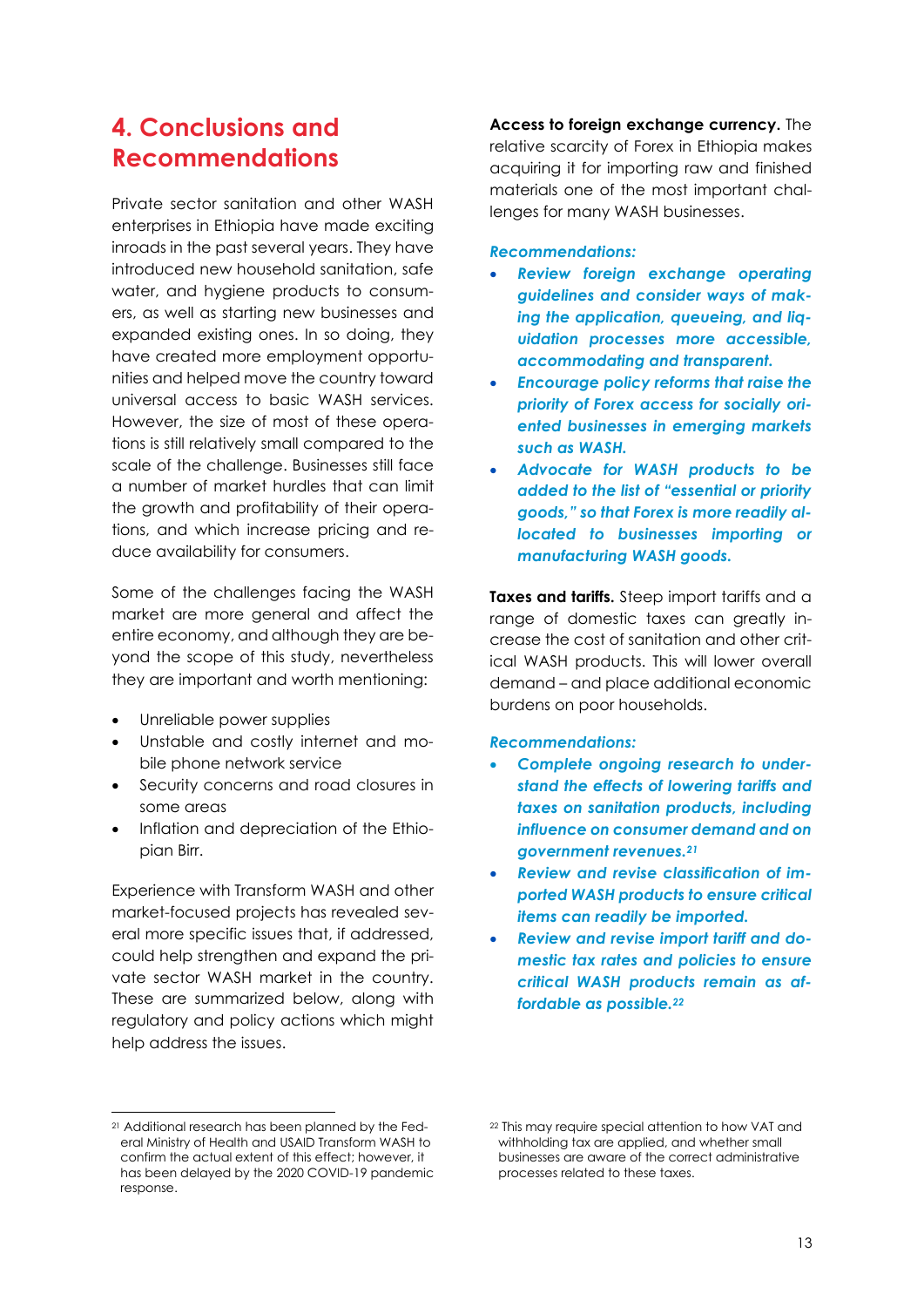## 4. Conclusions and Recommendations

Private sector sanitation and other WASH enterprises in Ethiopia have made exciting inroads in the past several years. They have introduced new household sanitation, safe water, and hygiene products to consumers, as well as starting new businesses and expanded existing ones. In so doing, they have created more employment opportunities and helped move the country toward universal access to basic WASH services. However, the size of most of these operations is still relatively small compared to the scale of the challenge. Businesses still face a number of market hurdles that can limit the growth and profitability of their operations, and which increase pricing and reduce availability for consumers.

Some of the challenges facing the WASH market are more general and affect the entire economy, and although they are beyond the scope of this study, nevertheless they are important and worth mentioning:

- Unreliable power supplies
- Unstable and costly internet and mobile phone network service
- Security concerns and road closures in some areas
- Inflation and depreciation of the Ethiopian Birr.

Experience with Transform WASH and other market-focused projects has revealed several more specific issues that, if addressed, could help strengthen and expand the private sector WASH market in the country. These are summarized below, along with regulatory and policy actions which might help address the issues.

**Access to foreign exchange currency.** The relative scarcity of Forex in Ethiopia makes acquiring it for importing raw and finished materials one of the most important challenges for many WASH businesses.

***Recommendations:***

- ***Review foreign exchange operating guidelines and consider ways of making the application, queueing, and liquidation processes more accessible, accommodating and transparent.***
- ***Encourage policy reforms that raise the priority of Forex access for socially oriented businesses in emerging markets such as WASH.***
- ***Advocate for WASH products to be added to the list of "essential or priority goods," so that Forex is more readily allocated to businesses importing or manufacturing WASH goods.***

**Taxes and tariffs.** Steep import tariffs and a range of domestic taxes can greatly increase the cost of sanitation and other critical WASH products. This will lower overall demand – and place additional economic burdens on poor households.

***Recommendations:***

- ***Complete ongoing research to understand the effects of lowering tariffs and taxes on sanitation products, including influence on consumer demand and on government revenues.[21]***
- ***Review and revise classification of imported WASH products to ensure critical items can readily be imported.***
- ***Review and revise import tariff and domestic tax rates and policies to ensure critical WASH products remain as affordable as possible.[22]***

---

[21] Additional research has been planned by the Federal Ministry of Health and USAID Transform WASH to confirm the actual extent of this effect; however, it has been delayed by the 2020 COVID-19 pandemic response.

[22] This may require special attention to how VAT and withholding tax are applied, and whether small businesses are aware of the correct administrative processes related to these taxes.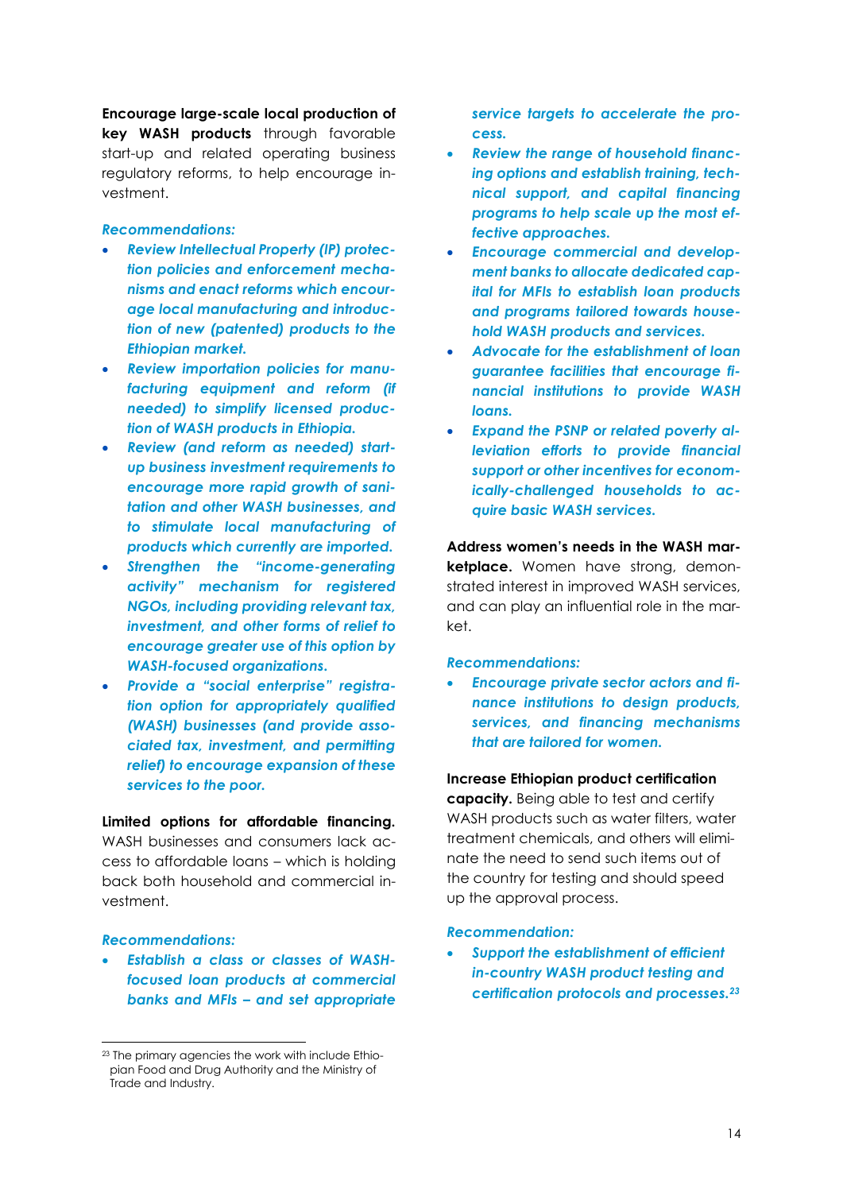**Encourage large-scale local production of key WASH products** through favorable start-up and related operating business regulatory reforms, to help encourage investment.

*Recommendations:*

- ***Review Intellectual Property (IP) protection policies and enforcement mechanisms and enact reforms which encourage local manufacturing and introduction of new (patented) products to the Ethiopian market.***
- ***Review importation policies for manufacturing equipment and reform (if needed) to simplify licensed production of WASH products in Ethiopia.***
- ***Review (and reform as needed) start-up business investment requirements to encourage more rapid growth of sanitation and other WASH businesses, and to stimulate local manufacturing of products which currently are imported.***
- ***Strengthen the "income-generating activity" mechanism for registered NGOs, including providing relevant tax, investment, and other forms of relief to encourage greater use of this option by WASH-focused organizations.***
- ***Provide a "social enterprise" registration option for appropriately qualified (WASH) businesses (and provide associated tax, investment, and permitting relief) to encourage expansion of these services to the poor.***

**Limited options for affordable financing.** WASH businesses and consumers lack access to affordable loans – which is holding back both household and commercial investment.

*Recommendations:*

- ***Establish a class or classes of WASH-focused loan products at commercial banks and MFIs – and set appropriate service targets to accelerate the process.***
- ***Review the range of household financing options and establish training, technical support, and capital financing programs to help scale up the most effective approaches.***
- ***Encourage commercial and development banks to allocate dedicated capital for MFIs to establish loan products and programs tailored towards household WASH products and services.***
- ***Advocate for the establishment of loan guarantee facilities that encourage financial institutions to provide WASH loans.***
- ***Expand the PSNP or related poverty alleviation efforts to provide financial support or other incentives for economically-challenged households to acquire basic WASH services.***

**Address women's needs in the WASH marketplace.** Women have strong, demonstrated interest in improved WASH services, and can play an influential role in the market.

*Recommendations:*

- ***Encourage private sector actors and finance institutions to design products, services, and financing mechanisms that are tailored for women.***

**Increase Ethiopian product certification capacity.** Being able to test and certify WASH products such as water filters, water treatment chemicals, and others will eliminate the need to send such items out of the country for testing and should speed up the approval process.

*Recommendation:*

- ***Support the establishment of efficient in-country WASH product testing and certification protocols and processes.***[23]

[23] The primary agencies the work with include Ethiopian Food and Drug Authority and the Ministry of Trade and Industry.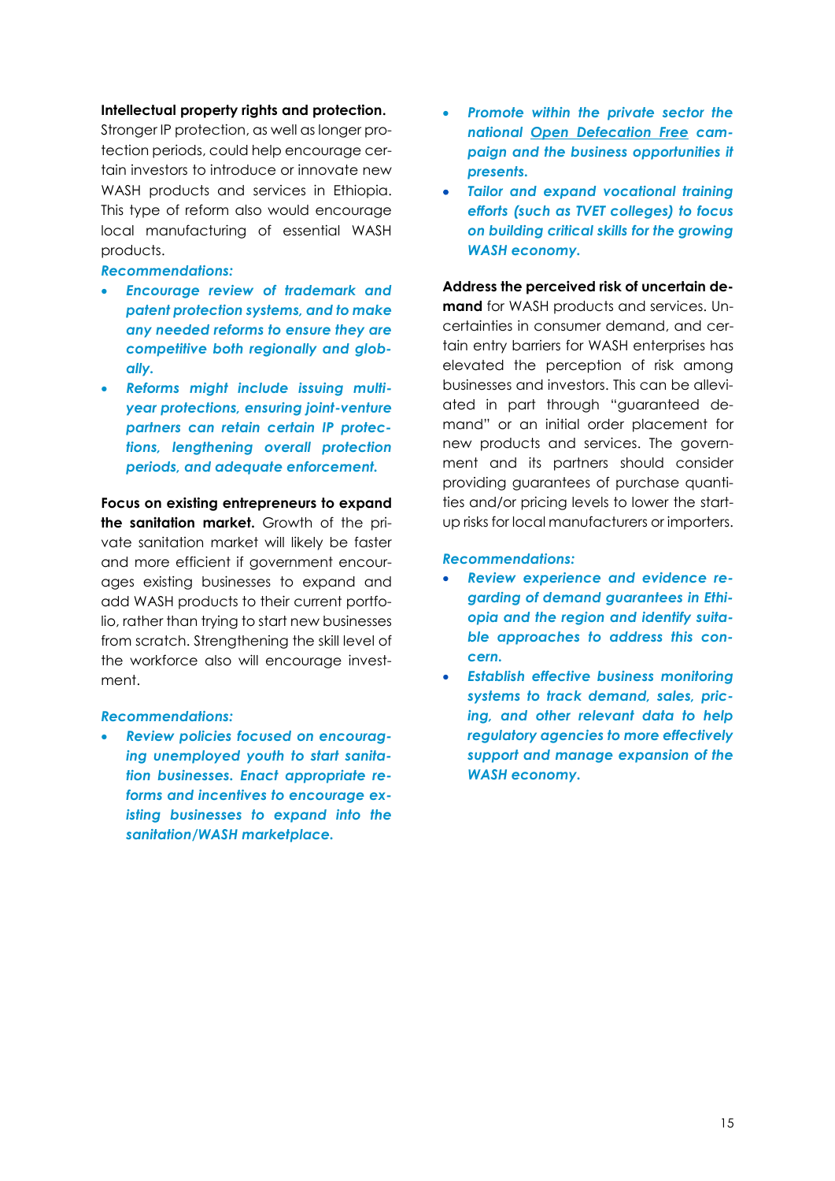**Intellectual property rights and protection.** Stronger IP protection, as well as longer protection periods, could help encourage certain investors to introduce or innovate new WASH products and services in Ethiopia. This type of reform also would encourage local manufacturing of essential WASH products.

***Recommendations:***

- ***Encourage review of trademark and patent protection systems, and to make any needed reforms to ensure they are competitive both regionally and globally.***
- ***Reforms might include issuing multi-year protections, ensuring joint-venture partners can retain certain IP protections, lengthening overall protection periods, and adequate enforcement.***

**Focus on existing entrepreneurs to expand the sanitation market.** Growth of the private sanitation market will likely be faster and more efficient if government encourages existing businesses to expand and add WASH products to their current portfolio, rather than trying to start new businesses from scratch. Strengthening the skill level of the workforce also will encourage investment.

***Recommendations:***

- ***Review policies focused on encouraging unemployed youth to start sanitation businesses. Enact appropriate reforms and incentives to encourage existing businesses to expand into the sanitation/WASH marketplace.***
- ***Promote within the private sector the national Open Defecation Free campaign and the business opportunities it presents.***
- ***Tailor and expand vocational training efforts (such as TVET colleges) to focus on building critical skills for the growing WASH economy.***

**Address the perceived risk of uncertain demand** for WASH products and services. Uncertainties in consumer demand, and certain entry barriers for WASH enterprises has elevated the perception of risk among businesses and investors. This can be alleviated in part through "guaranteed demand" or an initial order placement for new products and services. The government and its partners should consider providing guarantees of purchase quantities and/or pricing levels to lower the start-up risks for local manufacturers or importers.

***Recommendations:***

- ***Review experience and evidence regarding of demand guarantees in Ethiopia and the region and identify suitable approaches to address this concern.***
- ***Establish effective business monitoring systems to track demand, sales, pricing, and other relevant data to help regulatory agencies to more effectively support and manage expansion of the WASH economy.***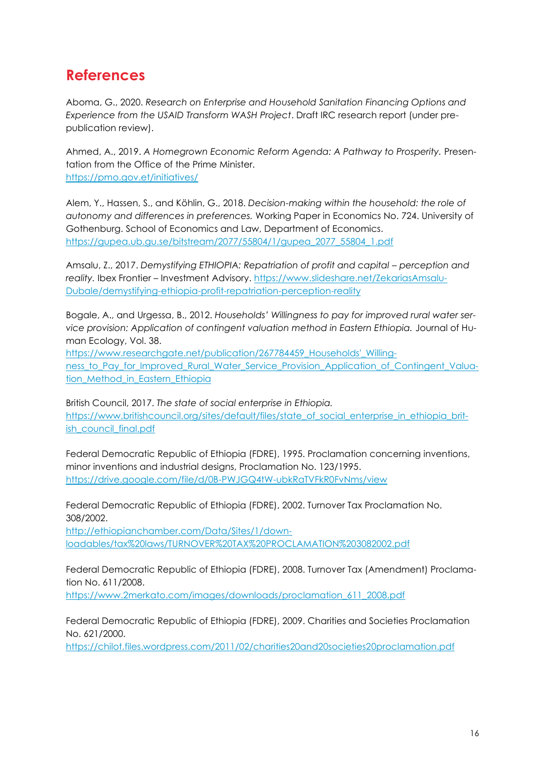# References

Aboma, G., 2020. *Research on Enterprise and Household Sanitation Financing Options and Experience from the USAID Transform WASH Project*. Draft IRC research report (under pre-publication review).

Ahmed, A., 2019. *A Homegrown Economic Reform Agenda: A Pathway to Prosperity.* Presentation from the Office of the Prime Minister. https://pmo.gov.et/initiatives/

Alem, Y., Hassen, S., and Köhlin, G., 2018. *Decision-making within the household: the role of autonomy and differences in preferences.* Working Paper in Economics No. 724. University of Gothenburg. School of Economics and Law, Department of Economics. https://gupea.ub.gu.se/bitstream/2077/55804/1/gupea_2077_55804_1.pdf

Amsalu, Z., 2017. *Demystifying ETHIOPIA: Repatriation of profit and capital – perception and reality.* Ibex Frontier – Investment Advisory. https://www.slideshare.net/ZekariasAmsalu-Dubale/demystifying-ethiopia-profit-repatriation-perception-reality

Bogale, A., and Urgessa, B., 2012. *Households' Willingness to pay for improved rural water service provision: Application of contingent valuation method in Eastern Ethiopia.* Journal of Human Ecology, Vol. 38. https://www.researchgate.net/publication/267784459_Households'_Willingness_to_Pay_for_Improved_Rural_Water_Service_Provision_Application_of_Contingent_Valuation_Method_in_Eastern_Ethiopia

British Council, 2017. *The state of social enterprise in Ethiopia.* https://www.britishcouncil.org/sites/default/files/state_of_social_enterprise_in_ethiopia_british_council_final.pdf

Federal Democratic Republic of Ethiopia (FDRE), 1995. Proclamation concerning inventions, minor inventions and industrial designs, Proclamation No. 123/1995. https://drive.google.com/file/d/0B-PWJGQ4tW-ubkRaTVFkR0FvNms/view

Federal Democratic Republic of Ethiopia (FDRE), 2002. Turnover Tax Proclamation No. 308/2002. http://ethiopianchamber.com/Data/Sites/1/downloadables/tax%20laws/TURNOVER%20TAX%20PROCLAMATION%203082002.pdf

Federal Democratic Republic of Ethiopia (FDRE), 2008. Turnover Tax (Amendment) Proclamation No. 611/2008. https://www.2merkato.com/images/downloads/proclamation_611_2008.pdf

Federal Democratic Republic of Ethiopia (FDRE), 2009. Charities and Societies Proclamation No. 621/2000. https://chilot.files.wordpress.com/2011/02/charities20and20societies20proclamation.pdf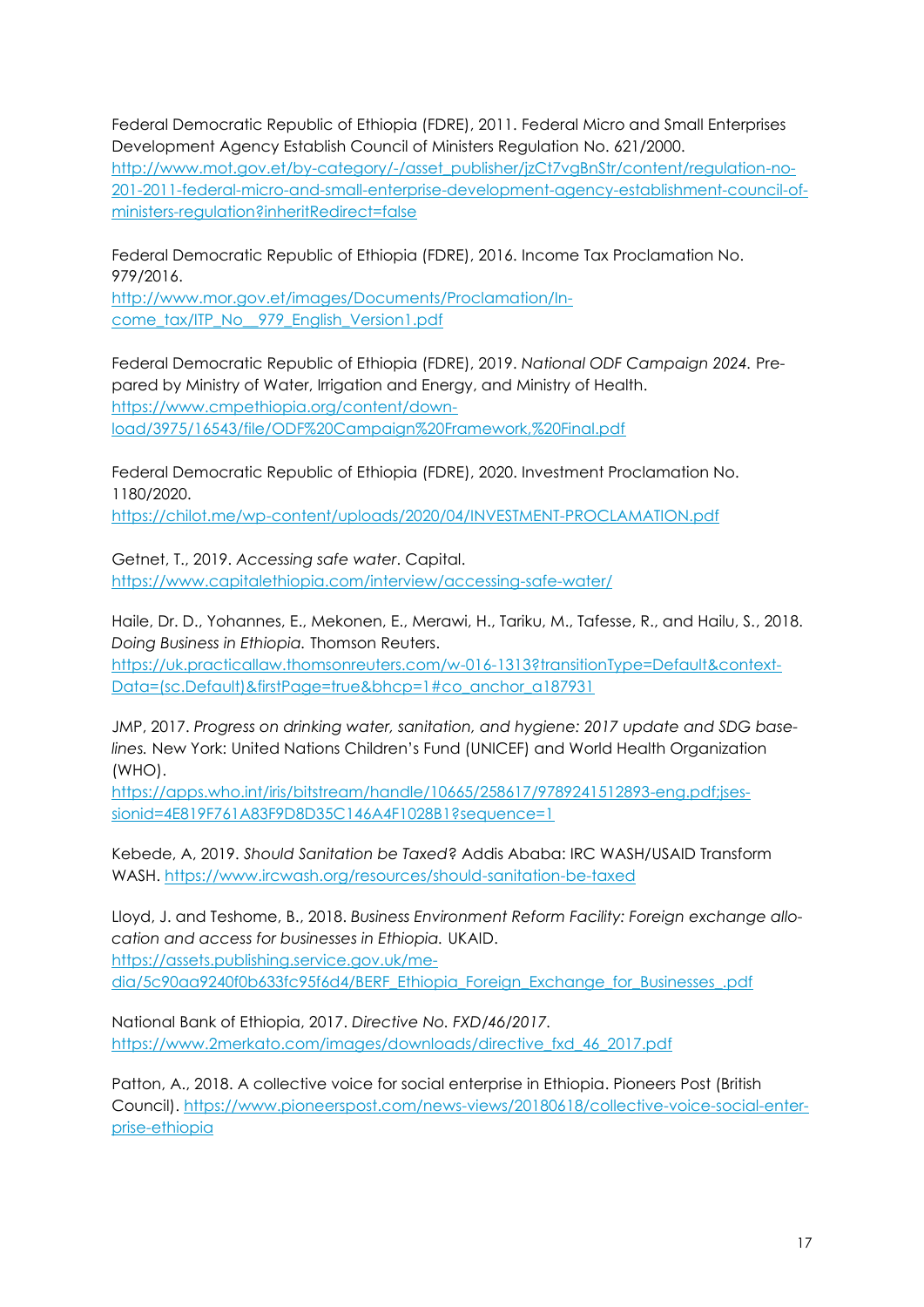Federal Democratic Republic of Ethiopia (FDRE), 2011. Federal Micro and Small Enterprises Development Agency Establish Council of Ministers Regulation No. 621/2000. http://www.mot.gov.et/by-category/-/asset_publisher/jzCt7vgBnStr/content/regulation-no-201-2011-federal-micro-and-small-enterprise-development-agency-establishment-council-of-ministers-regulation?inheritRedirect=false

Federal Democratic Republic of Ethiopia (FDRE), 2016. Income Tax Proclamation No. 979/2016. http://www.mor.gov.et/images/Documents/Proclamation/Income_tax/ITP_No__979_English_Version1.pdf

Federal Democratic Republic of Ethiopia (FDRE), 2019. *National ODF Campaign 2024.* Prepared by Ministry of Water, Irrigation and Energy, and Ministry of Health. https://www.cmpethiopia.org/content/download/3975/16543/file/ODF%20Campaign%20Framework,%20Final.pdf

Federal Democratic Republic of Ethiopia (FDRE), 2020. Investment Proclamation No. 1180/2020. https://chilot.me/wp-content/uploads/2020/04/INVESTMENT-PROCLAMATION.pdf

Getnet, T., 2019. *Accessing safe water*. Capital. https://www.capitalethiopia.com/interview/accessing-safe-water/

Haile, Dr. D., Yohannes, E., Mekonen, E., Merawi, H., Tariku, M., Tafesse, R., and Hailu, S., 2018. *Doing Business in Ethiopia.* Thomson Reuters. https://uk.practicallaw.thomsonreuters.com/w-016-1313?transitionType=Default&contextData=(sc.Default)&firstPage=true&bhcp=1#co_anchor_a187931

JMP, 2017. *Progress on drinking water, sanitation, and hygiene: 2017 update and SDG baselines.* New York: United Nations Children's Fund (UNICEF) and World Health Organization (WHO). https://apps.who.int/iris/bitstream/handle/10665/258617/9789241512893-eng.pdf;jsessionid=4E819F761A83F9D8D35C146A4F1028B1?sequence=1

Kebede, A, 2019. *Should Sanitation be Taxed?* Addis Ababa: IRC WASH/USAID Transform WASH. https://www.ircwash.org/resources/should-sanitation-be-taxed

Lloyd, J. and Teshome, B., 2018. *Business Environment Reform Facility: Foreign exchange allocation and access for businesses in Ethiopia.* UKAID. https://assets.publishing.service.gov.uk/media/5c90aa9240f0b633fc95f6d4/BERF_Ethiopia_Foreign_Exchange_for_Businesses_.pdf

National Bank of Ethiopia, 2017. *Directive No. FXD/46/2017.* https://www.2merkato.com/images/downloads/directive_fxd_46_2017.pdf

Patton, A., 2018. A collective voice for social enterprise in Ethiopia. Pioneers Post (British Council). https://www.pioneerspost.com/news-views/20180618/collective-voice-social-enterprise-ethiopia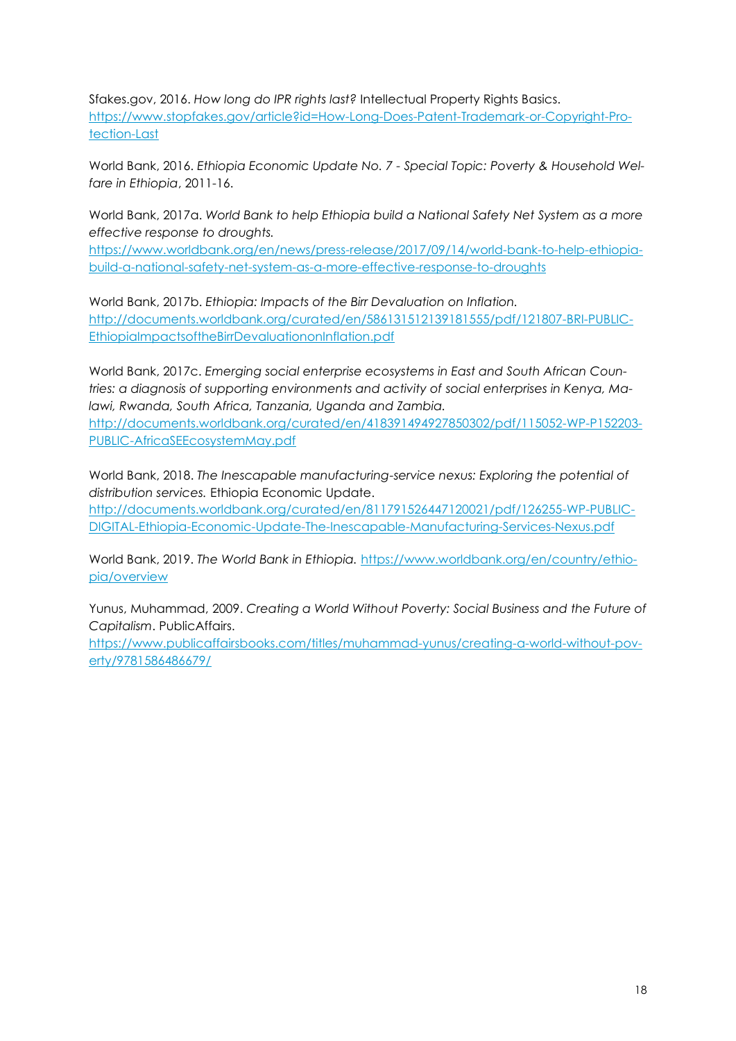Sfakes.gov, 2016. *How long do IPR rights last?* Intellectual Property Rights Basics. https://www.stopfakes.gov/article?id=How-Long-Does-Patent-Trademark-or-Copyright-Protection-Last

World Bank, 2016. *Ethiopia Economic Update No. 7 - Special Topic: Poverty & Household Welfare in Ethiopia*, 2011-16.

World Bank, 2017a. *World Bank to help Ethiopia build a National Safety Net System as a more effective response to droughts.* https://www.worldbank.org/en/news/press-release/2017/09/14/world-bank-to-help-ethiopia-build-a-national-safety-net-system-as-a-more-effective-response-to-droughts

World Bank, 2017b. *Ethiopia: Impacts of the Birr Devaluation on Inflation.* http://documents.worldbank.org/curated/en/586131512139181555/pdf/121807-BRI-PUBLIC-EthiopiaImpactsoftheBirrDevaluationonInflation.pdf

World Bank, 2017c. *Emerging social enterprise ecosystems in East and South African Countries: a diagnosis of supporting environments and activity of social enterprises in Kenya, Malawi, Rwanda, South Africa, Tanzania, Uganda and Zambia.* http://documents.worldbank.org/curated/en/418391494927850302/pdf/115052-WP-P152203-PUBLIC-AfricaSEEcosystemMay.pdf

World Bank, 2018. *The Inescapable manufacturing-service nexus: Exploring the potential of distribution services.* Ethiopia Economic Update. http://documents.worldbank.org/curated/en/811791526447120021/pdf/126255-WP-PUBLIC-DIGITAL-Ethiopia-Economic-Update-The-Inescapable-Manufacturing-Services-Nexus.pdf

World Bank, 2019. *The World Bank in Ethiopia.* https://www.worldbank.org/en/country/ethiopia/overview

Yunus, Muhammad, 2009. *Creating a World Without Poverty: Social Business and the Future of Capitalism*. PublicAffairs. https://www.publicaffairsbooks.com/titles/muhammad-yunus/creating-a-world-without-poverty/9781586486679/